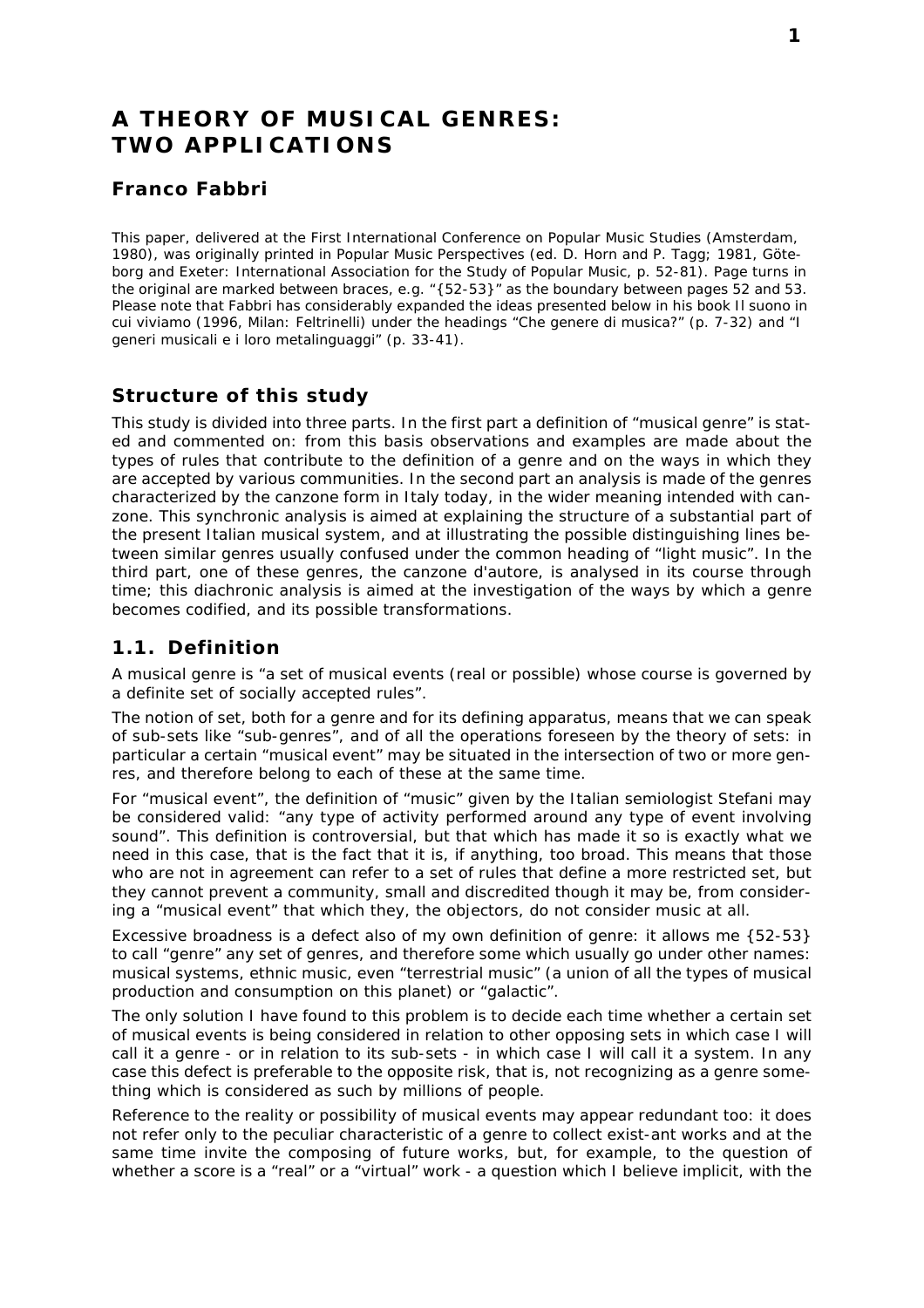# A THEORY OF MUSICAL GENRES: TWO APPLICATIONS

## Franco Fabbri

This paper, delivered at the First International Conference on Popular Music Studies (Amsterdam, 1980), was originally printed in Popular Music Perspectives (ed. D. Horn and P. Tagg; 1981, Göteborg and Exeter: International Association for the Study of Popular Music, p. 52-81). Page turns in the original are marked between braces, e.g. "{52-53}" as the boundary between pages 52 and 53. Please note that Fabbri has considerably expanded the ideas presented below in his book Il suono in cui viviamo (1996, Milan: Feltrinelli) under the headings "Che genere di musica?" (p. 7-32) and "I generi musicali e i loro metalinguaggi" (p. 33-41).

## Structure of this study

This study is divided into three parts. In the first part a definition of "musical genre" is stated and commented on: from this basis observations and examples are made about the types of rules that contribute to the definition of a genre and on the ways in which they are accepted by various communities. In the second part an analysis is made of the genres characterized by the canzone form in Italy today, in the wider meaning intended with canzone. This synchronic analysis is aimed at explaining the structure of a substantial part of the present Italian musical system, and at illustrating the possible distinguishing lines between similar genres usually confused under the common heading of "light music". In the third part, one of these genres, the canzone d'autore, is analysed in its course through time; this diachronic analysis is aimed at the investigation of the ways by which a genre becomes codified, and its possible transformations.

## 1.1. Definition

A musical genre is "a set of musical events (real or possible) whose course is governed by a definite set of socially accepted rules".

The notion of set, both for a genre and for its defining apparatus, means that we can speak of sub-sets like "sub-genres", and of all the operations foreseen by the theory of sets: in particular a certain "musical event" may be situated in the intersection of two or more genres, and therefore belong to each of these at the same time.

For "musical event", the definition of "music" given by the Italian semiologist Stefani may be considered valid: "any type of activity performed around any type of event involving sound". This definition is controversial, but that which has made it so is exactly what we need in this case, that is the fact that it is, if anything, too broad. This means that those who are not in agreement can refer to a set of rules that define a more restricted set, but they cannot prevent a community, small and discredited though it may be, from considering a "musical event" that which they, the objectors, do not consider music at all.

Excessive broadness is a defect also of my own definition of genre: it allows me {52-53} to call "genre" any set of genres, and therefore some which usually go under other names: musical systems, ethnic music, even "terrestrial music" (a union of all the types of musical production and consumption on this planet) or "galactic".

The only solution I have found to this problem is to decide each time whether a certain set of musical events is being considered in relation to other opposing sets in which case I will call it a genre - or in relation to its sub-sets - in which case I will call it a system. In any case this defect is preferable to the opposite risk, that is, not recognizing as a genre something which is considered as such by millions of people.

Reference to the reality or possibility of musical events may appear redundant too: it does not refer only to the peculiar characteristic of a genre to collect exist-ant works and at the same time invite the composing of future works, but, for example, to the question of whether a score is a "real" or a "virtual" work - a question which I believe implicit, with the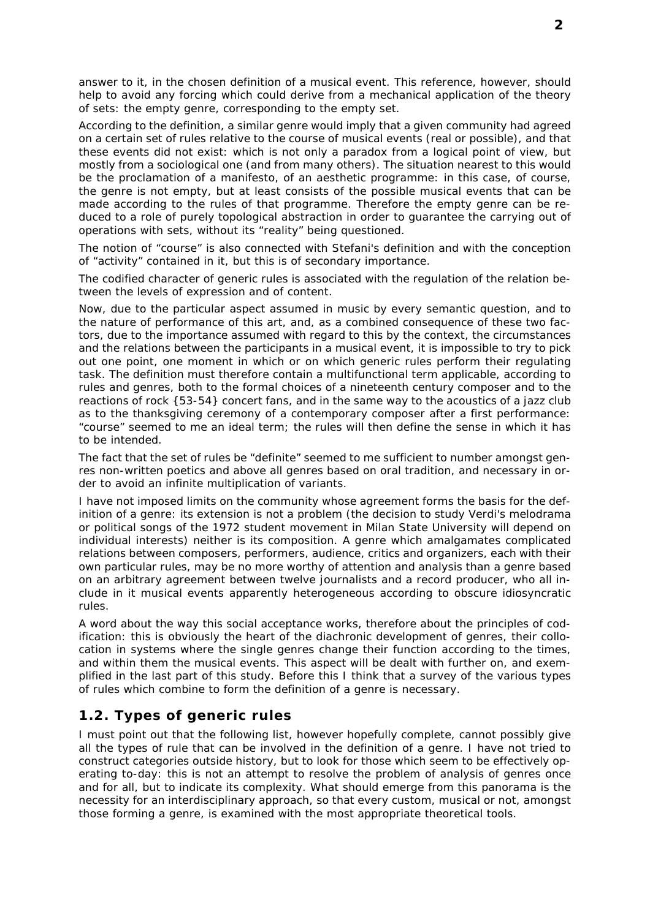answer to it, in the chosen definition of a musical event. This reference, however, should help to avoid any forcing which could derive from a mechanical application of the theory of sets: the empty genre, corresponding to the empty set.

According to the definition, a similar genre would imply that a given community had agreed on a certain set of rules relative to the course of musical events (real or possible), and that these events did not exist: which is not only a paradox from a logical point of view, but mostly from a sociological one (and from many others). The situation nearest to this would be the proclamation of a manifesto, of an aesthetic programme: in this case, of course, the genre is not empty, but at least consists of the possible musical events that can be made according to the rules of that programme. Therefore the empty genre can be reduced to a role of purely topological abstraction in order to guarantee the carrying out of operations with sets, without its "reality" being questioned.

The notion of "course" is also connected with Stefani's definition and with the conception of "activity" contained in it, but this is of secondary importance.

The codified character of generic rules is associated with the regulation of the relation between the levels of expression and of content.

Now, due to the particular aspect assumed in music by every semantic question, and to the nature of performance of this art, and, as a combined consequence of these two factors, due to the importance assumed with regard to this by the context, the circumstances and the relations between the participants in a musical event, it is impossible to try to pick out one point, one moment in which or on which generic rules perform their regulating task. The definition must therefore contain a multifunctional term applicable, according to rules and genres, both to the formal choices of a nineteenth century composer and to the reactions of rock {53-54} concert fans, and in the same way to the acoustics of a jazz club as to the thanksgiving ceremony of a contemporary composer after a first performance: "course" seemed to me an ideal term; the rules will then define the sense in which it has to be intended.

The fact that the set of rules be "definite" seemed to me sufficient to number amongst genres non-written poetics and above all genres based on oral tradition, and necessary in order to avoid an infinite multiplication of variants.

I have not imposed limits on the community whose agreement forms the basis for the definition of a genre: its extension is not a problem (the decision to study Verdi's melodrama or political songs of the 1972 student movement in Milan State University will depend on individual interests) neither is its composition. A genre which amalgamates complicated relations between composers, performers, audience, critics and organizers, each with their own particular rules, may be no more worthy of attention and analysis than a genre based on an arbitrary agreement between twelve journalists and a record producer, who all include in it musical events apparently heterogeneous according to obscure idiosyncratic rules.

A word about the way this social acceptance works, therefore about the principles of codification: this is obviously the heart of the diachronic development of genres, their collocation in systems where the single genres change their function according to the times, and within them the musical events. This aspect will be dealt with further on, and exemplified in the last part of this study. Before this I think that a survey of the various types of rules which combine to form the definition of a genre is necessary.

## 1.2. Types of generic rules

I must point out that the following list, however hopefully complete, cannot possibly give all the types of rule that can be involved in the definition of a genre. I have not tried to construct categories outside history, but to look for those which seem to be effectively operating to-day: this is not an attempt to resolve the problem of analysis of genres once and for all, but to indicate its complexity. What should emerge from this panorama is the necessity for an interdisciplinary approach, so that every custom, musical or not, amongst those forming a genre, is examined with the most appropriate theoretical tools.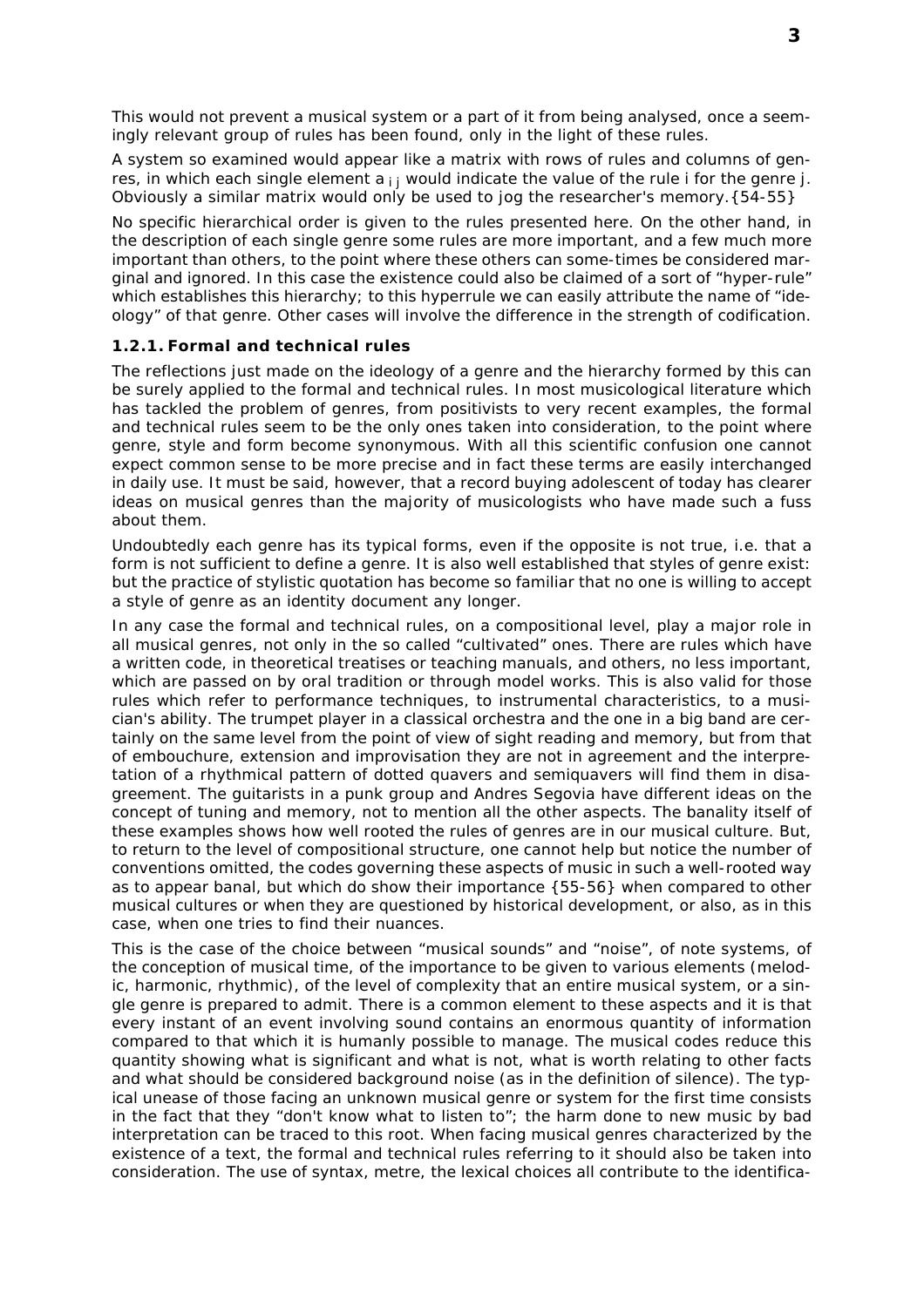This would not prevent a musical system or a part of it from being analysed, once a seemingly relevant group of rules has been found, only in the light of these rules.

A system so examined would appear like a matrix with rows of rules and columns of genres, in which each single element $a_{ij}$ would indicate the value of the rule i for the genre j. Obviously a similar matrix would only be used to jog the researcher's memory.{54-55}

No specific hierarchical order is given to the rules presented here. On the other hand, in the description of each single genre some rules are more important, and a few much more important than others, to the point where these others can some-times be considered marginal and ignored. In this case the existence could also be claimed of a sort of "hyper-rule" which establishes this hierarchy; to this hyperrule we can easily attribute the name of "ideology" of that genre. Other cases will involve the difference in the strength of codification.

### 1.2.1. Formal and technical rules

The reflections just made on the ideology of a genre and the hierarchy formed by this can be surely applied to the formal and technical rules. In most musicological literature which has tackled the problem of genres, from positivists to very recent examples, the formal and technical rules seem to be the only ones taken into consideration, to the point where genre, style and form become synonymous. With all this scientific confusion one cannot expect common sense to be more precise and in fact these terms are easily interchanged in daily use. It must be said, however, that a record buying adolescent of today has clearer ideas on musical genres than the majority of musicologists who have made such a fuss about them.

Undoubtedly each genre has its typical forms, even if the opposite is not true, i.e. that a form is not sufficient to define a genre. It is also well established that styles of genre exist: but the practice of stylistic quotation has become so familiar that no one is willing to accept a style of genre as an identity document any longer.

In any case the formal and technical rules, on a compositional level, play a major role in all musical genres, not only in the so called "cultivated" ones. There are rules which have a written code, in theoretical treatises or teaching manuals, and others, no less important, which are passed on by oral tradition or through model works. This is also valid for those rules which refer to performance techniques, to instrumental characteristics, to a musician's ability. The trumpet player in a classical orchestra and the one in a big band are certainly on the same level from the point of view of sight reading and memory, but from that of embouchure, extension and improvisation they are not in agreement and the interpretation of a rhythmical pattern of dotted quavers and semiquavers will find them in disagreement. The guitarists in a punk group and Andres Segovia have different ideas on the concept of tuning and memory, not to mention all the other aspects. The banality itself of these examples shows how well rooted the rules of genres are in our musical culture. But, to return to the level of compositional structure, one cannot help but notice the number of conventions omitted, the codes governing these aspects of music in such a well-rooted way as to appear banal, but which do show their importance {55-56} when compared to other musical cultures or when they are questioned by historical development, or also, as in this case, when one tries to find their nuances.

This is the case of the choice between "musical sounds" and "noise", of note systems, of the conception of musical time, of the importance to be given to various elements (melodic, harmonic, rhythmic), of the level of complexity that an entire musical system, or a single genre is prepared to admit. There is a common element to these aspects and it is that every instant of an event involving sound contains an enormous quantity of information compared to that which it is humanly possible to manage. The musical codes reduce this quantity showing what is significant and what is not, what is worth relating to other facts and what should be considered background noise (as in the definition of silence). The typical unease of those facing an unknown musical genre or system for the first time consists in the fact that they "don't know what to listen to"; the harm done to new music by bad interpretation can be traced to this root. When facing musical genres characterized by the existence of a text, the formal and technical rules referring to it should also be taken into consideration. The use of syntax, metre, the lexical choices all contribute to the identifica-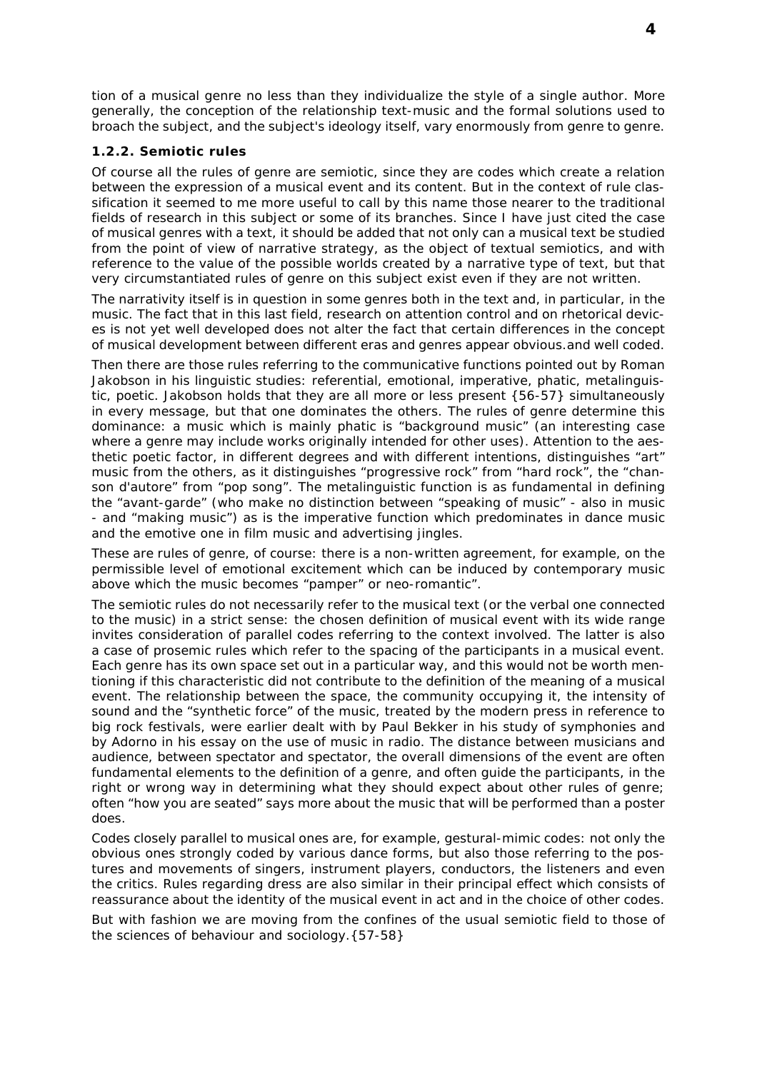tion of a musical genre no less than they individualize the style of a single author. More generally, the conception of the relationship text-music and the formal solutions used to broach the subject, and the subject's ideology itself, vary enormously from genre to genre.

### 1.2.2. Semiotic rules

Of course all the rules of genre are semiotic, since they are codes which create a relation between the expression of a musical event and its content. But in the context of rule classification it seemed to me more useful to call by this name those nearer to the traditional fields of research in this subject or some of its branches. Since I have just cited the case of musical genres with a text, it should be added that not only can a musical text be studied from the point of view of narrative strategy, as the object of textual semiotics, and with reference to the value of the possible worlds created by a narrative type of text, but that very circumstantiated rules of genre on this subject exist even if they are not written.

The narrativity itself is in question in some genres both in the text and, in particular, in the music. The fact that in this last field, research on attention control and on rhetorical devices is not yet well developed does not alter the fact that certain differences in the concept of musical development between different eras and genres appear obvious.and well coded.

Then there are those rules referring to the communicative functions pointed out by Roman Jakobson in his linguistic studies: referential, emotional, imperative, phatic, metalinguistic, poetic. Jakobson holds that they are all more or less present {56-57} simultaneously in every message, but that one dominates the others. The rules of genre determine this dominance: a music which is mainly phatic is "background music" (an interesting case where a genre may include works originally intended for other uses). Attention to the aesthetic poetic factor, in different degrees and with different intentions, distinguishes "art" music from the others, as it distinguishes "progressive rock" from "hard rock", the "chanson d'autore" from "pop song". The metalinguistic function is as fundamental in defining the "avant-garde" (who make no distinction between "speaking of music" - also in music - and "making music") as is the imperative function which predominates in dance music and the emotive one in film music and advertising jingles.

These are rules of genre, of course: there is a non-written agreement, for example, on the permissible level of emotional excitement which can be induced by contemporary music above which the music becomes "pamper" or neo-romantic".

The semiotic rules do not necessarily refer to the musical text (or the verbal one connected to the music) in a strict sense: the chosen definition of musical event with its wide range invites consideration of parallel codes referring to the context involved. The latter is also a case of prosemic rules which refer to the spacing of the participants in a musical event. Each genre has its own space set out in a particular way, and this would not be worth mentioning if this characteristic did not contribute to the definition of the meaning of a musical event. The relationship between the space, the community occupying it, the intensity of sound and the "synthetic force" of the music, treated by the modern press in reference to big rock festivals, were earlier dealt with by Paul Bekker in his study of symphonies and by Adorno in his essay on the use of music in radio. The distance between musicians and audience, between spectator and spectator, the overall dimensions of the event are often fundamental elements to the definition of a genre, and often guide the participants, in the right or wrong way in determining what they should expect about other rules of genre; often "how you are seated" says more about the music that will be performed than a poster does.

Codes closely parallel to musical ones are, for example, gestural-mimic codes: not only the obvious ones strongly coded by various dance forms, but also those referring to the postures and movements of singers, instrument players, conductors, the listeners and even the critics. Rules regarding dress are also similar in their principal effect which consists of reassurance about the identity of the musical event in act and in the choice of other codes.

But with fashion we are moving from the confines of the usual semiotic field to those of the sciences of behaviour and sociology.{57-58}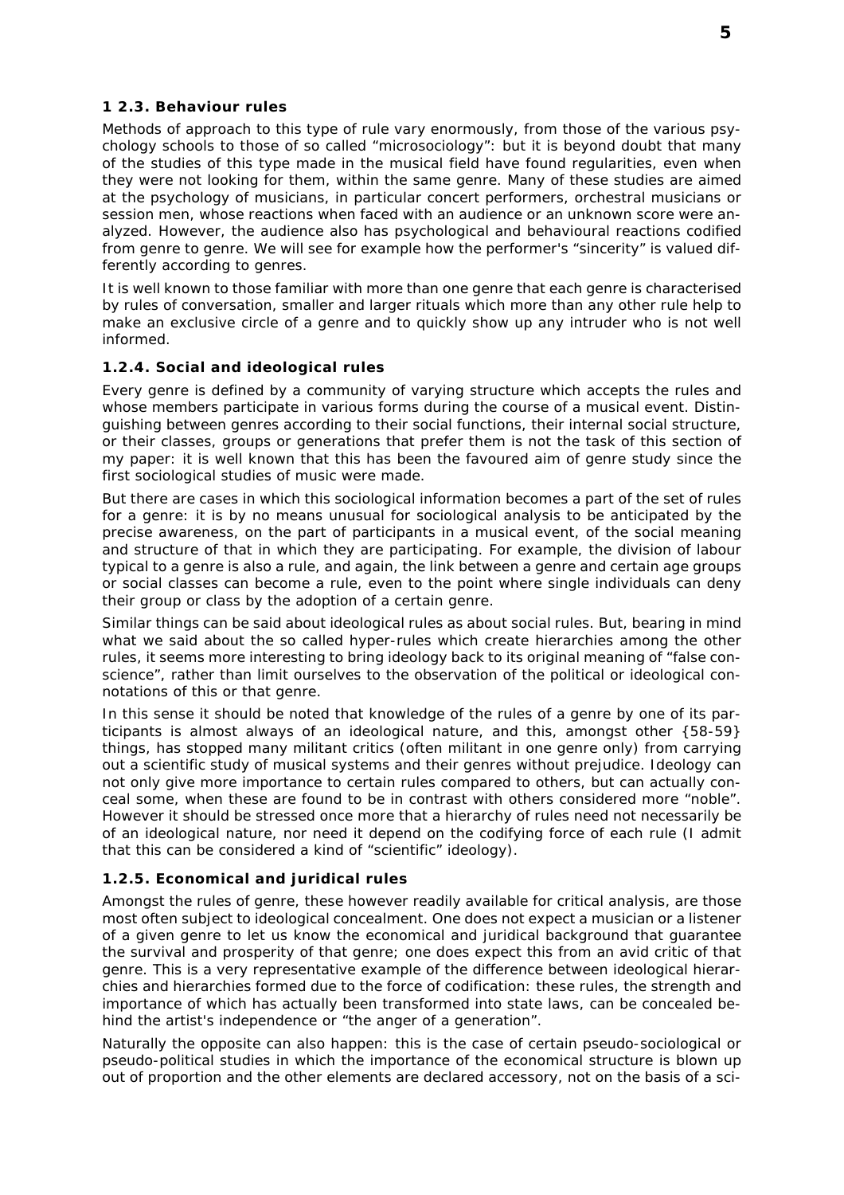### 1 2.3. Behaviour rules

Methods of approach to this type of rule vary enormously, from those of the various psychology schools to those of so called "microsociology": but it is beyond doubt that many of the studies of this type made in the musical field have found regularities, even when they were not looking for them, within the same genre. Many of these studies are aimed at the psychology of musicians, in particular concert performers, orchestral musicians or session men, whose reactions when faced with an audience or an unknown score were analyzed. However, the audience also has psychological and behavioural reactions codified from genre to genre. We will see for example how the performer's "sincerity" is valued differently according to genres.

It is well known to those familiar with more than one genre that each genre is characterised by rules of conversation, smaller and larger rituals which more than any other rule help to make an exclusive circle of a genre and to quickly show up any intruder who is not well informed.

### 1.2.4. Social and ideological rules

Every genre is defined by a community of varying structure which accepts the rules and whose members participate in various forms during the course of a musical event. Distinguishing between genres according to their social functions, their internal social structure, or their classes, groups or generations that prefer them is not the task of this section of my paper: it is well known that this has been the favoured aim of genre study since the first sociological studies of music were made.

But there are cases in which this sociological information becomes a part of the set of rules for a genre: it is by no means unusual for sociological analysis to be anticipated by the precise awareness, on the part of participants in a musical event, of the social meaning and structure of that in which they are participating. For example, the division of labour typical to a genre is also a rule, and again, the link between a genre and certain age groups or social classes can become a rule, even to the point where single individuals can deny their group or class by the adoption of a certain genre.

Similar things can be said about ideological rules as about social rules. But, bearing in mind what we said about the so called hyper-rules which create hierarchies among the other rules, it seems more interesting to bring ideology back to its original meaning of "false conscience", rather than limit ourselves to the observation of the political or ideological connotations of this or that genre.

In this sense it should be noted that knowledge of the rules of a genre by one of its participants is almost always of an ideological nature, and this, amongst other {58-59} things, has stopped many militant critics (often militant in one genre only) from carrying out a scientific study of musical systems and their genres without prejudice. Ideology can not only give more importance to certain rules compared to others, but can actually conceal some, when these are found to be in contrast with others considered more "noble". However it should be stressed once more that a hierarchy of rules need not necessarily be of an ideological nature, nor need it depend on the codifying force of each rule (I admit that this can be considered a kind of "scientific" ideology).

### 1.2.5. Economical and juridical rules

Amongst the rules of genre, these however readily available for critical analysis, are those most often subject to ideological concealment. One does not expect a musician or a listener of a given genre to let us know the economical and juridical background that guarantee the survival and prosperity of that genre; one does expect this from an avid critic of that genre. This is a very representative example of the difference between ideological hierarchies and hierarchies formed due to the force of codification: these rules, the strength and importance of which has actually been transformed into state laws, can be concealed behind the artist's independence or "the anger of a generation".

Naturally the opposite can also happen: this is the case of certain pseudo-sociological or pseudo-political studies in which the importance of the economical structure is blown up out of proportion and the other elements are declared accessory, not on the basis of a sci-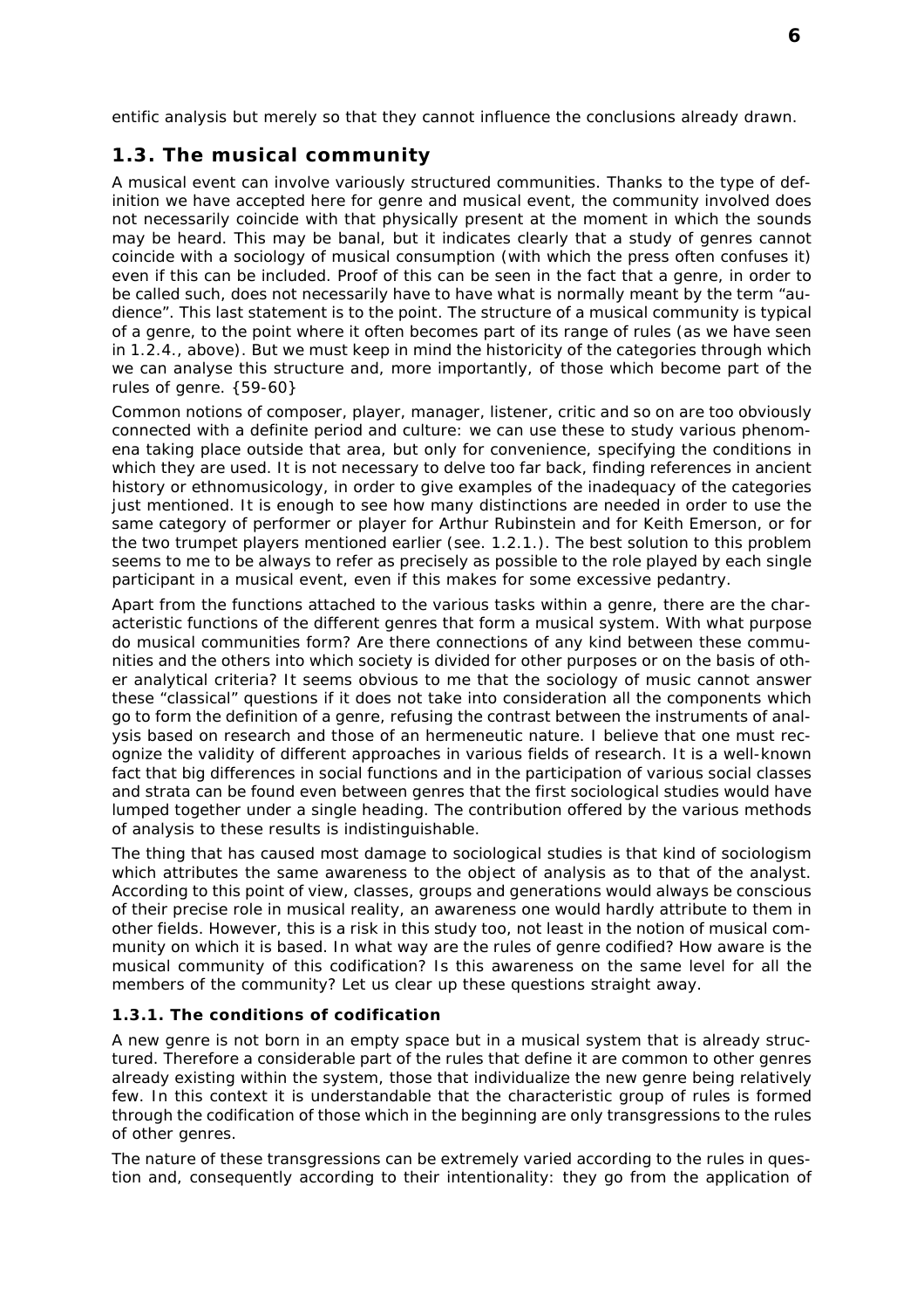entific analysis but merely so that they cannot influence the conclusions already drawn.

## 1.3. The musical community

A musical event can involve variously structured communities. Thanks to the type of definition we have accepted here for genre and musical event, the community involved does not necessarily coincide with that physically present at the moment in which the sounds may be heard. This may be banal, but it indicates clearly that a study of genres cannot coincide with a sociology of musical consumption (with which the press often confuses it) even if this can be included. Proof of this can be seen in the fact that a genre, in order to be called such, does not necessarily have to have what is normally meant by the term "audience". This last statement is to the point. The structure of a musical community is typical of a genre, to the point where it often becomes part of its range of rules (as we have seen in 1.2.4., above). But we must keep in mind the historicity of the categories through which we can analyse this structure and, more importantly, of those which become part of the rules of genre. {59-60}

Common notions of composer, player, manager, listener, critic and so on are too obviously connected with a definite period and culture: we can use these to study various phenomena taking place outside that area, but only for convenience, specifying the conditions in which they are used. It is not necessary to delve too far back, finding references in ancient history or ethnomusicology, in order to give examples of the inadequacy of the categories just mentioned. It is enough to see how many distinctions are needed in order to use the same category of performer or player for Arthur Rubinstein and for Keith Emerson, or for the two trumpet players mentioned earlier (see. 1.2.1.). The best solution to this problem seems to me to be always to refer as precisely as possible to the role played by each single participant in a musical event, even if this makes for some excessive pedantry.

Apart from the functions attached to the various tasks within a genre, there are the characteristic functions of the different genres that form a musical system. With what purpose do musical communities form? Are there connections of any kind between these communities and the others into which society is divided for other purposes or on the basis of other analytical criteria? It seems obvious to me that the sociology of music cannot answer these "classical" questions if it does not take into consideration all the components which go to form the definition of a genre, refusing the contrast between the instruments of analysis based on research and those of an hermeneutic nature. I believe that one must recognize the validity of different approaches in various fields of research. It is a well-known fact that big differences in social functions and in the participation of various social classes and strata can be found even between genres that the first sociological studies would have lumped together under a single heading. The contribution offered by the various methods of analysis to these results is indistinguishable.

The thing that has caused most damage to sociological studies is that kind of sociologism which attributes the same awareness to the object of analysis as to that of the analyst. According to this point of view, classes, groups and generations would always be conscious of their precise role in musical reality, an awareness one would hardly attribute to them in other fields. However, this is a risk in this study too, not least in the notion of musical community on which it is based. In what way are the rules of genre codified? How aware is the musical community of this codification? Is this awareness on the same level for all the members of the community? Let us clear up these questions straight away.

### 1.3.1. The conditions of codification

A new genre is not born in an empty space but in a musical system that is already structured. Therefore a considerable part of the rules that define it are common to other genres already existing within the system, those that individualize the new genre being relatively few. In this context it is understandable that the characteristic group of rules is formed through the codification of those which in the beginning are only transgressions to the rules of other genres.

The nature of these transgressions can be extremely varied according to the rules in question and, consequently according to their intentionality: they go from the application of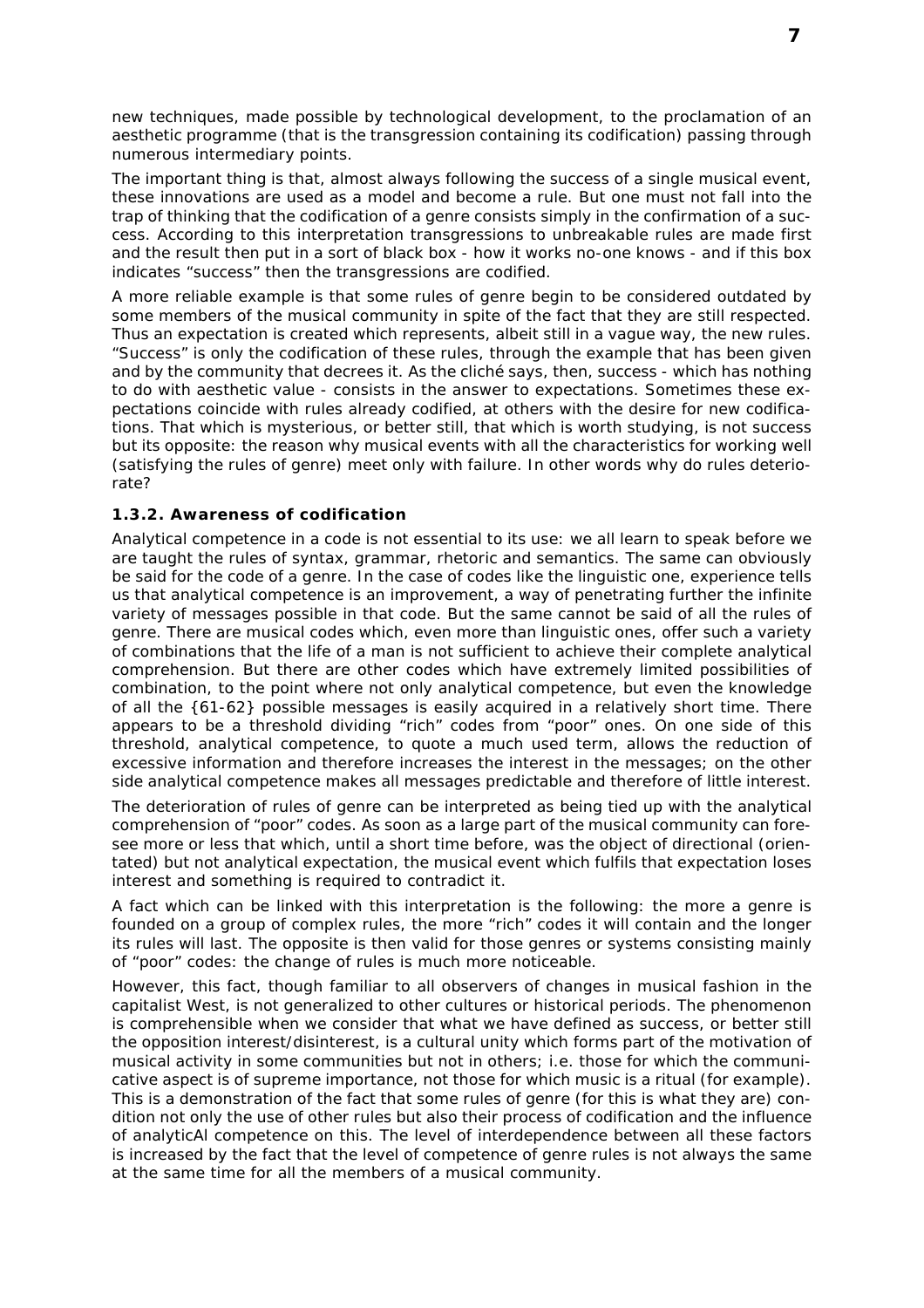new techniques, made possible by technological development, to the proclamation of an aesthetic programme (that is the transgression containing its codification) passing through numerous intermediary points.

The important thing is that, almost always following the success of a single musical event, these innovations are used as a model and become a rule. But one must not fall into the trap of thinking that the codification of a genre consists simply in the confirmation of a success. According to this interpretation transgressions to unbreakable rules are made first and the result then put in a sort of black box - how it works no-one knows - and if this box indicates "success" then the transgressions are codified.

A more reliable example is that some rules of genre begin to be considered outdated by some members of the musical community in spite of the fact that they are still respected. Thus an expectation is created which represents, albeit still in a vague way, the new rules. "Success" is only the codification of these rules, through the example that has been given and by the community that decrees it. As the cliché says, then, success - which has nothing to do with aesthetic value - consists in the answer to expectations. Sometimes these expectations coincide with rules already codified, at others with the desire for new codifications. That which is mysterious, or better still, that which is worth studying, is not success but its opposite: the reason why musical events with all the characteristics for working well (satisfying the rules of genre) meet only with failure. In other words why do rules deteriorate?

### 1.3.2. Awareness of codification

Analytical competence in a code is not essential to its use: we all learn to speak before we are taught the rules of syntax, grammar, rhetoric and semantics. The same can obviously be said for the code of a genre. In the case of codes like the linguistic one, experience tells us that analytical competence is an improvement, a way of penetrating further the infinite variety of messages possible in that code. But the same cannot be said of all the rules of genre. There are musical codes which, even more than linguistic ones, offer such a variety of combinations that the life of a man is not sufficient to achieve their complete analytical comprehension. But there are other codes which have extremely limited possibilities of combination, to the point where not only analytical competence, but even the knowledge of all the {61-62} possible messages is easily acquired in a relatively short time. There appears to be a threshold dividing "rich" codes from "poor" ones. On one side of this threshold, analytical competence, to quote a much used term, allows the reduction of excessive information and therefore increases the interest in the messages; on the other side analytical competence makes all messages predictable and therefore of little interest.

The deterioration of rules of genre can be interpreted as being tied up with the analytical comprehension of "poor" codes. As soon as a large part of the musical community can foresee more or less that which, until a short time before, was the object of directional (orientated) but not analytical expectation, the musical event which fulfils that expectation loses interest and something is required to contradict it.

A fact which can be linked with this interpretation is the following: the more a genre is founded on a group of complex rules, the more "rich" codes it will contain and the longer its rules will last. The opposite is then valid for those genres or systems consisting mainly of "poor" codes: the change of rules is much more noticeable.

However, this fact, though familiar to all observers of changes in musical fashion in the capitalist West, is not generalized to other cultures or historical periods. The phenomenon is comprehensible when we consider that what we have defined as success, or better still the opposition interest/disinterest, is a cultural unity which forms part of the motivation of musical activity in some communities but not in others; i.e. those for which the communicative aspect is of supreme importance, not those for which music is a ritual (for example). This is a demonstration of the fact that some rules of genre (for this is what they are) condition not only the use of other rules but also their process of codification and the influence of analyticAl competence on this. The level of interdependence between all these factors is increased by the fact that the level of competence of genre rules is not always the same at the same time for all the members of a musical community.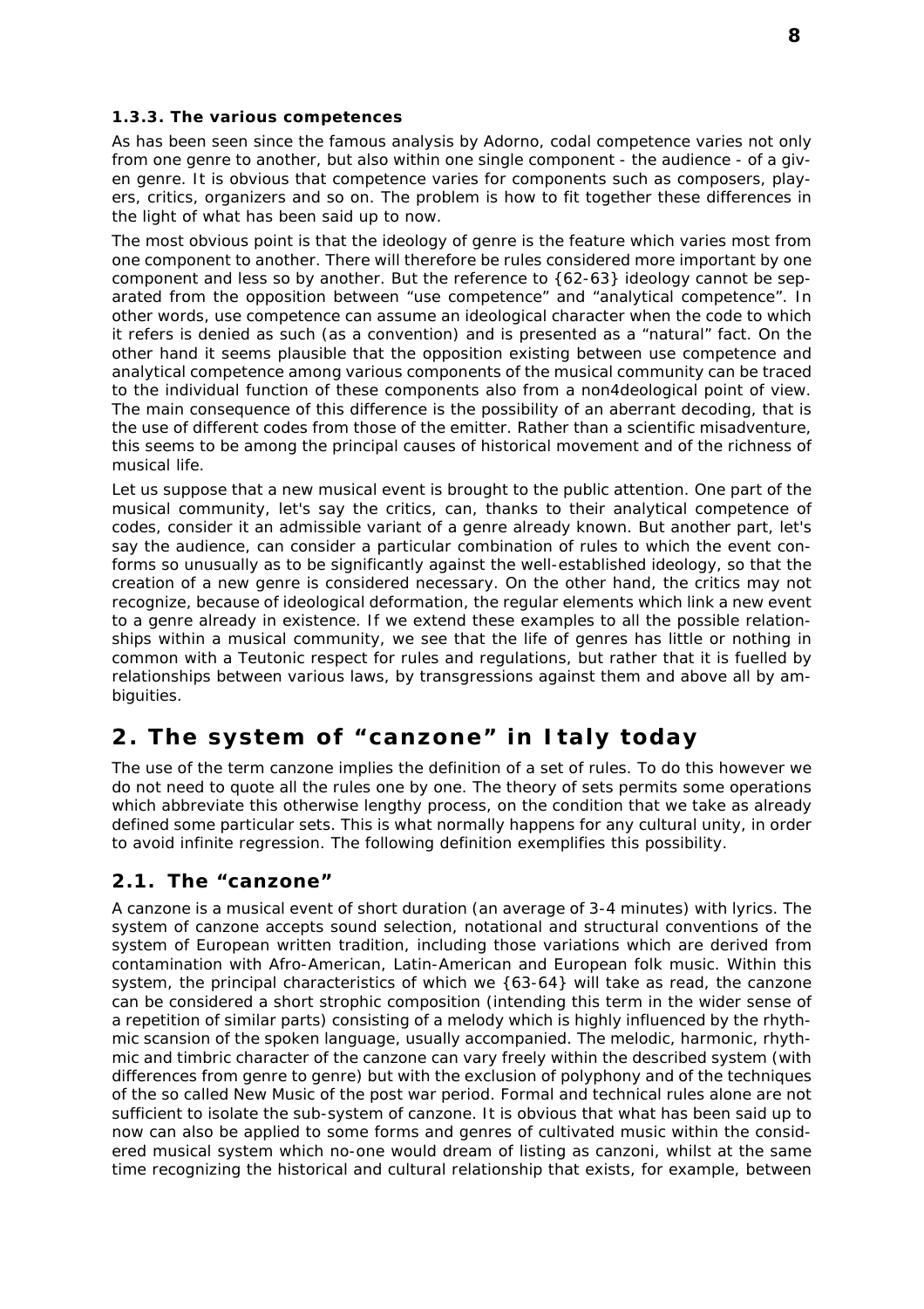#### 1.3.3. The various competences

As has been seen since the famous analysis by Adorno, codal competence varies not only from one genre to another, but also within one single component - the audience - of a given genre. It is obvious that competence varies for components such as composers, players, critics, organizers and so on. The problem is how to fit together these differences in the light of what has been said up to now.

The most obvious point is that the ideology of genre is the feature which varies most from one component to another. There will therefore be rules considered more important by one component and less so by another. But the reference to {62-63} ideology cannot be separated from the opposition between "use competence" and "analytical competence". In other words, use competence can assume an ideological character when the code to which it refers is denied as such (as a convention) and is presented as a "natural" fact. On the other hand it seems plausible that the opposition existing between use competence and analytical competence among various components of the musical community can be traced to the individual function of these components also from a non4deological point of view. The main consequence of this difference is the possibility of an aberrant decoding, that is the use of different codes from those of the emitter. Rather than a scientific misadventure, this seems to be among the principal causes of historical movement and of the richness of musical life.

Let us suppose that a new musical event is brought to the public attention. One part of the musical community, let's say the critics, can, thanks to their analytical competence of codes, consider it an admissible variant of a genre already known. But another part, let's say the audience, can consider a particular combination of rules to which the event conforms so unusually as to be significantly against the well-established ideology, so that the creation of a new genre is considered necessary. On the other hand, the critics may not recognize, because of ideological deformation, the regular elements which link a new event to a genre already in existence. If we extend these examples to all the possible relationships within a musical community, we see that the life of genres has little or nothing in common with a Teutonic respect for rules and regulations, but rather that it is fuelled by relationships between various laws, by transgressions against them and above all by ambiguities.

## 2. The system of "canzone" in Italy today

The use of the term canzone implies the definition of a set of rules. To do this however we do not need to quote all the rules one by one. The theory of sets permits some operations which abbreviate this otherwise lengthy process, on the condition that we take as already defined some particular sets. This is what normally happens for any cultural unity, in order to avoid infinite regression. The following definition exemplifies this possibility.

### 2.1. The "canzone"

A canzone is a musical event of short duration (an average of 3-4 minutes) with lyrics. The system of canzone accepts sound selection, notational and structural conventions of the system of European written tradition, including those variations which are derived from contamination with Afro-American, Latin-American and European folk music. Within this system, the principal characteristics of which we {63-64} will take as read, the canzone can be considered a short strophic composition (intending this term in the wider sense of a repetition of similar parts) consisting of a melody which is highly influenced by the rhythmic scansion of the spoken language, usually accompanied. The melodic, harmonic, rhythmic and timbric character of the canzone can vary freely within the described system (with differences from genre to genre) but with the exclusion of polyphony and of the techniques of the so called New Music of the post war period. Formal and technical rules alone are not sufficient to isolate the sub-system of canzone. It is obvious that what has been said up to now can also be applied to some forms and genres of cultivated music within the considered musical system which no-one would dream of listing as canzoni, whilst at the same time recognizing the historical and cultural relationship that exists, for example, between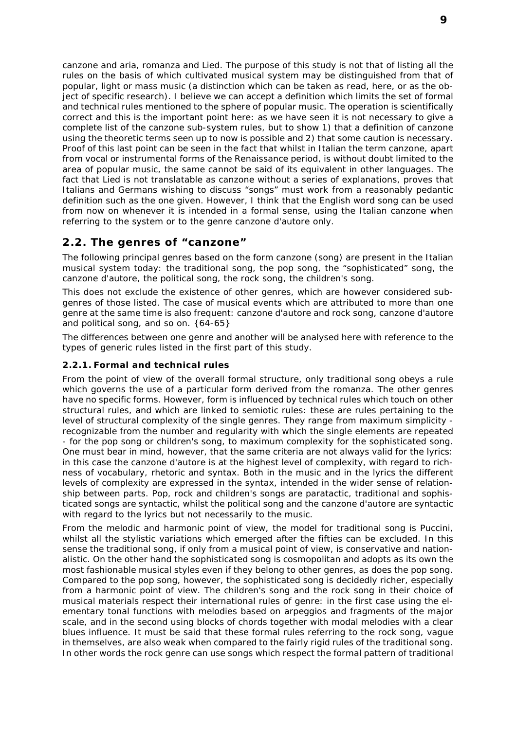canzone and aria, romanza and Lied. The purpose of this study is not that of listing all the rules on the basis of which cultivated musical system may be distinguished from that of popular, light or mass music (a distinction which can be taken as read, here, or as the object of specific research). I believe we can accept a definition which limits the set of formal and technical rules mentioned to the sphere of popular music. The operation is scientifically correct and this is the important point here: as we have seen it is not necessary to give a complete list of the canzone sub-system rules, but to show 1) that a definition of canzone using the theoretic terms seen up to now is possible and 2) that some caution is necessary. Proof of this last point can be seen in the fact that whilst in Italian the term canzone, apart from vocal or instrumental forms of the Renaissance period, is without doubt limited to the area of popular music, the same cannot be said of its equivalent in other languages. The fact that Lied is not translatable as canzone without a series of explanations, proves that Italians and Germans wishing to discuss “songs” must work from a reasonably pedantic definition such as the one given. However, I think that the English word song can be used from now on whenever it is intended in a formal sense, using the Italian canzone when referring to the system or to the genre canzone d'autore only.

## 2.2. The genres of “canzone”

The following principal genres based on the form canzone (song) are present in the Italian musical system today: the traditional song, the pop song, the “sophisticated” song, the canzone d'autore, the political song, the rock song, the children's song.

This does not exclude the existence of other genres, which are however considered sub-genres of those listed. The case of musical events which are attributed to more than one genre at the same time is also frequent: canzone d'autore and rock song, canzone d'autore and political song, and so on. {64-65}

The differences between one genre and another will be analysed here with reference to the types of generic rules listed in the first part of this study.

### 2.2.1. Formal and technical rules

From the point of view of the overall formal structure, only traditional song obeys a rule which governs the use of a particular form derived from the romanza. The other genres have no specific forms. However, form is influenced by technical rules which touch on other structural rules, and which are linked to semiotic rules: these are rules pertaining to the level of structural complexity of the single genres. They range from maximum simplicity - recognizable from the number and regularity with which the single elements are repeated - for the pop song or children's song, to maximum complexity for the sophisticated song. One must bear in mind, however, that the same criteria are not always valid for the lyrics: in this case the canzone d'autore is at the highest level of complexity, with regard to richness of vocabulary, rhetoric and syntax. Both in the music and in the lyrics the different levels of complexity are expressed in the syntax, intended in the wider sense of relationship between parts. Pop, rock and children's songs are paratactic, traditional and sophisticated songs are syntactic, whilst the political song and the canzone d'autore are syntactic with regard to the lyrics but not necessarily to the music.

From the melodic and harmonic point of view, the model for traditional song is Puccini, whilst all the stylistic variations which emerged after the fifties can be excluded. In this sense the traditional song, if only from a musical point of view, is conservative and nationalistic. On the other hand the sophisticated song is cosmopolitan and adopts as its own the most fashionable musical styles even if they belong to other genres, as does the pop song. Compared to the pop song, however, the sophisticated song is decidedly richer, especially from a harmonic point of view. The children's song and the rock song in their choice of musical materials respect their international rules of genre: in the first case using the elementary tonal functions with melodies based on arpeggios and fragments of the major scale, and in the second using blocks of chords together with modal melodies with a clear blues influence. It must be said that these formal rules referring to the rock song, vague in themselves, are also weak when compared to the fairly rigid rules of the traditional song. In other words the rock genre can use songs which respect the formal pattern of traditional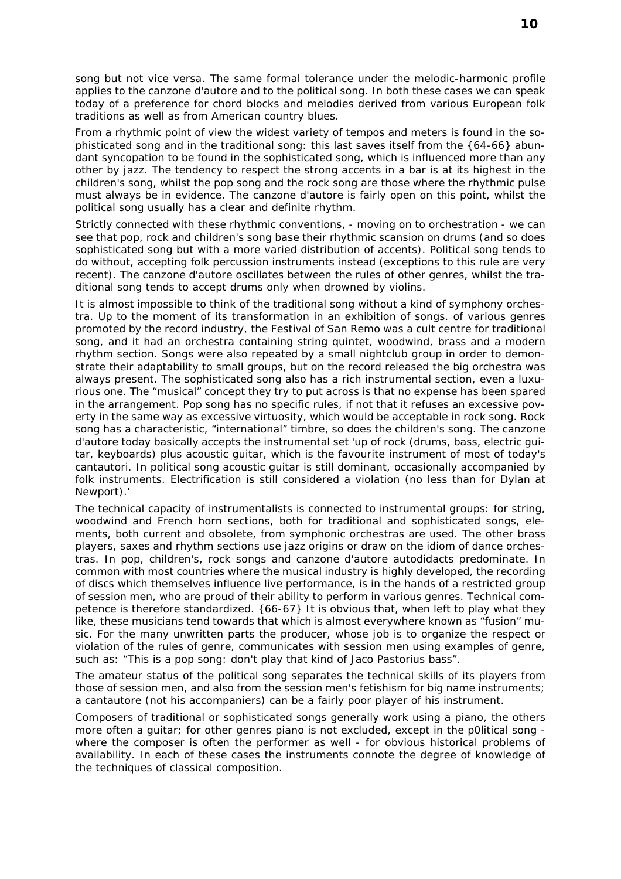song but not vice versa. The same formal tolerance under the melodic-harmonic profile applies to the canzone d'autore and to the political song. In both these cases we can speak today of a preference for chord blocks and melodies derived from various European folk traditions as well as from American country blues.

From a rhythmic point of view the widest variety of tempos and meters is found in the sophisticated song and in the traditional song: this last saves itself from the {64-66} abundant syncopation to be found in the sophisticated song, which is influenced more than any other by jazz. The tendency to respect the strong accents in a bar is at its highest in the children's song, whilst the pop song and the rock song are those where the rhythmic pulse must always be in evidence. The canzone d'autore is fairly open on this point, whilst the political song usually has a clear and definite rhythm.

Strictly connected with these rhythmic conventions, - moving on to orchestration - we can see that pop, rock and children's song base their rhythmic scansion on drums (and so does sophisticated song but with a more varied distribution of accents). Political song tends to do without, accepting folk percussion instruments instead (exceptions to this rule are very recent). The canzone d'autore oscillates between the rules of other genres, whilst the traditional song tends to accept drums only when drowned by violins.

It is almost impossible to think of the traditional song without a kind of symphony orchestra. Up to the moment of its transformation in an exhibition of songs. of various genres promoted by the record industry, the Festival of San Remo was a cult centre for traditional song, and it had an orchestra containing string quintet, woodwind, brass and a modern rhythm section. Songs were also repeated by a small nightclub group in order to demonstrate their adaptability to small groups, but on the record released the big orchestra was always present. The sophisticated song also has a rich instrumental section, even a luxurious one. The "musical" concept they try to put across is that no expense has been spared in the arrangement. Pop song has no specific rules, if not that it refuses an excessive poverty in the same way as excessive virtuosity, which would be acceptable in rock song. Rock song has a characteristic, "international" timbre, so does the children's song. The canzone d'autore today basically accepts the instrumental set 'up of rock (drums, bass, electric guitar, keyboards) plus acoustic guitar, which is the favourite instrument of most of today's cantautori. In political song acoustic guitar is still dominant, occasionally accompanied by folk instruments. Electrification is still considered a violation (no less than for Dylan at Newport).'

The technical capacity of instrumentalists is connected to instrumental groups: for string, woodwind and French horn sections, both for traditional and sophisticated songs, elements, both current and obsolete, from symphonic orchestras are used. The other brass players, saxes and rhythm sections use jazz origins or draw on the idiom of dance orchestras. In pop, children's, rock songs and canzone d'autore autodidacts predominate. In common with most countries where the musical industry is highly developed, the recording of discs which themselves influence live performance, is in the hands of a restricted group of session men, who are proud of their ability to perform in various genres. Technical competence is therefore standardized. {66-67} It is obvious that, when left to play what they like, these musicians tend towards that which is almost everywhere known as "fusion" music. For the many unwritten parts the producer, whose job is to organize the respect or violation of the rules of genre, communicates with session men using examples of genre, such as: "This is a pop song: don't play that kind of Jaco Pastorius bass".

The amateur status of the political song separates the technical skills of its players from those of session men, and also from the session men's fetishism for big name instruments; a cantautore (not his accompaniers) can be a fairly poor player of his instrument.

Composers of traditional or sophisticated songs generally work using a piano, the others more often a guitar; for other genres piano is not excluded, except in the p0litical song - where the composer is often the performer as well - for obvious historical problems of availability. In each of these cases the instruments connote the degree of knowledge of the techniques of classical composition.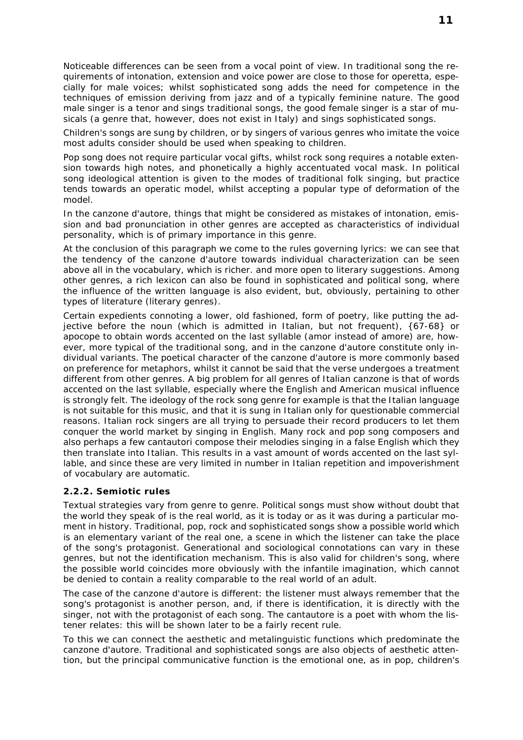Noticeable differences can be seen from a vocal point of view. In traditional song the requirements of intonation, extension and voice power are close to those for operetta, especially for male voices; whilst sophisticated song adds the need for competence in the techniques of emission deriving from jazz and of a typically feminine nature. The good male singer is a tenor and sings traditional songs, the good female singer is a star of musicals (a genre that, however, does not exist in Italy) and sings sophisticated songs.

Children's songs are sung by children, or by singers of various genres who imitate the voice most adults consider should be used when speaking to children.

Pop song does not require particular vocal gifts, whilst rock song requires a notable extension towards high notes, and phonetically a highly accentuated vocal mask. In political song ideological attention is given to the modes of traditional folk singing, but practice tends towards an operatic model, whilst accepting a popular type of deformation of the model.

In the canzone d'autore, things that might be considered as mistakes of intonation, emission and bad pronunciation in other genres are accepted as characteristics of individual personality, which is of primary importance in this genre.

At the conclusion of this paragraph we come to the rules governing lyrics: we can see that the tendency of the canzone d'autore towards individual characterization can be seen above all in the vocabulary, which is richer. and more open to literary suggestions. Among other genres, a rich lexicon can also be found in sophisticated and political song, where the influence of the written language is also evident, but, obviously, pertaining to other types of literature (literary genres).

Certain expedients connoting a lower, old fashioned, form of poetry, like putting the adjective before the noun (which is admitted in Italian, but not frequent), {67-68} or apocope to obtain words accented on the last syllable (amor instead of amore) are, however, more typical of the traditional song, and in the canzone d'autore constitute only individual variants. The poetical character of the canzone d'autore is more commonly based on preference for metaphors, whilst it cannot be said that the verse undergoes a treatment different from other genres. A big problem for all genres of Italian canzone is that of words accented on the last syllable, especially where the English and American musical influence is strongly felt. The ideology of the rock song genre for example is that the Italian language is not suitable for this music, and that it is sung in Italian only for questionable commercial reasons. Italian rock singers are all trying to persuade their record producers to let them conquer the world market by singing in English. Many rock and pop song composers and also perhaps a few cantautori compose their melodies singing in a false English which they then translate into Italian. This results in a vast amount of words accented on the last syllable, and since these are very limited in number in Italian repetition and impoverishment of vocabulary are automatic.

### 2.2.2. Semiotic rules

Textual strategies vary from genre to genre. Political songs must show without doubt that the world they speak of is the real world, as it is today or as it was during a particular moment in history. Traditional, pop, rock and sophisticated songs show a possible world which is an elementary variant of the real one, a scene in which the listener can take the place of the song's protagonist. Generational and sociological connotations can vary in these genres, but not the identification mechanism. This is also valid for children's song, where the possible world coincides more obviously with the infantile imagination, which cannot be denied to contain a reality comparable to the real world of an adult.

The case of the canzone d'autore is different: the listener must always remember that the song's protagonist is another person, and, if there is identification, it is directly with the singer, not with the protagonist of each song. The cantautore is a poet with whom the listener relates: this will be shown later to be a fairly recent rule.

To this we can connect the aesthetic and metalinguistic functions which predominate the canzone d'autore. Traditional and sophisticated songs are also objects of aesthetic attention, but the principal communicative function is the emotional one, as in pop, children's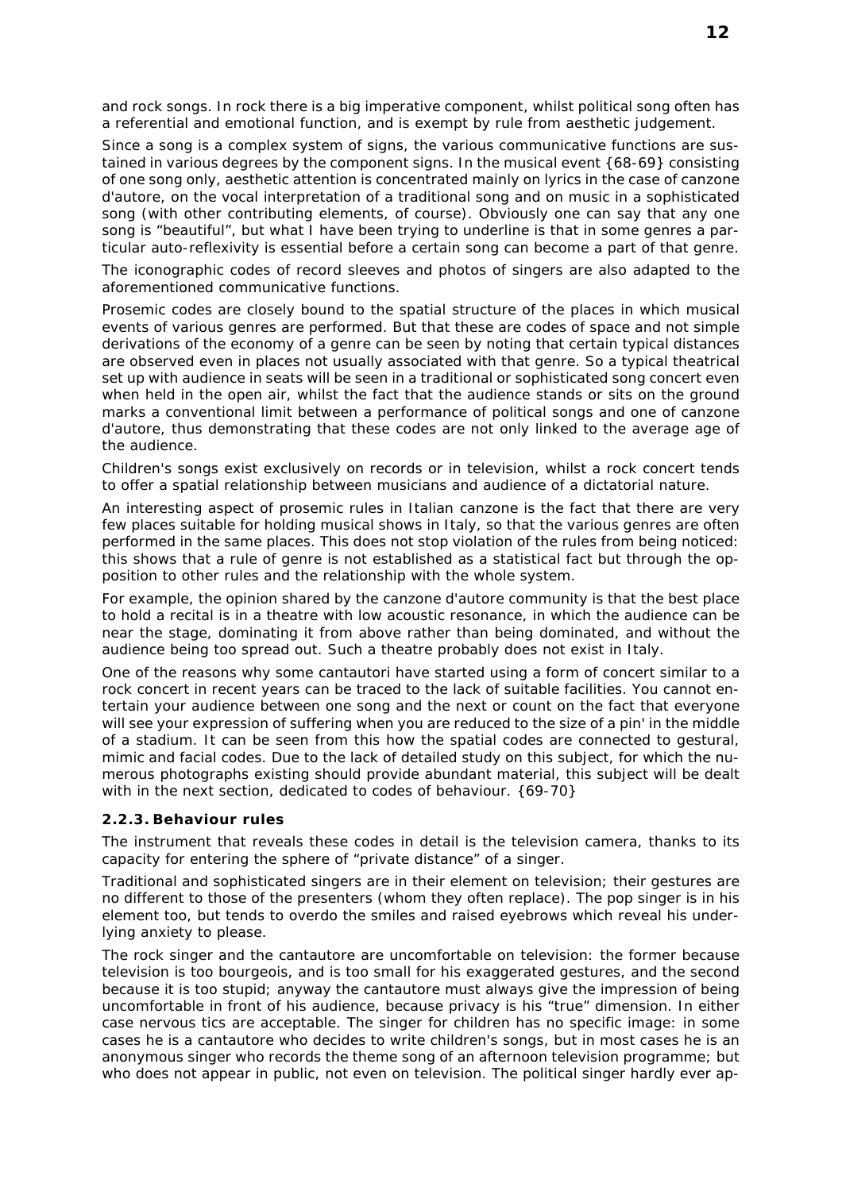and rock songs. In rock there is a big imperative component, whilst political song often has a referential and emotional function, and is exempt by rule from aesthetic judgement.

Since a song is a complex system of signs, the various communicative functions are sustained in various degrees by the component signs. In the musical event {68-69} consisting of one song only, aesthetic attention is concentrated mainly on lyrics in the case of canzone d'autore, on the vocal interpretation of a traditional song and on music in a sophisticated song (with other contributing elements, of course). Obviously one can say that any one song is "beautiful", but what I have been trying to underline is that in some genres a particular auto-reflexivity is essential before a certain song can become a part of that genre.

The iconographic codes of record sleeves and photos of singers are also adapted to the aforementioned communicative functions.

Prosemic codes are closely bound to the spatial structure of the places in which musical events of various genres are performed. But that these are codes of space and not simple derivations of the economy of a genre can be seen by noting that certain typical distances are observed even in places not usually associated with that genre. So a typical theatrical set up with audience in seats will be seen in a traditional or sophisticated song concert even when held in the open air, whilst the fact that the audience stands or sits on the ground marks a conventional limit between a performance of political songs and one of canzone d'autore, thus demonstrating that these codes are not only linked to the average age of the audience.

Children's songs exist exclusively on records or in television, whilst a rock concert tends to offer a spatial relationship between musicians and audience of a dictatorial nature.

An interesting aspect of prosemic rules in Italian canzone is the fact that there are very few places suitable for holding musical shows in Italy, so that the various genres are often performed in the same places. This does not stop violation of the rules from being noticed: this shows that a rule of genre is not established as a statistical fact but through the opposition to other rules and the relationship with the whole system.

For example, the opinion shared by the canzone d'autore community is that the best place to hold a recital is in a theatre with low acoustic resonance, in which the audience can be near the stage, dominating it from above rather than being dominated, and without the audience being too spread out. Such a theatre probably does not exist in Italy.

One of the reasons why some cantautori have started using a form of concert similar to a rock concert in recent years can be traced to the lack of suitable facilities. You cannot entertain your audience between one song and the next or count on the fact that everyone will see your expression of suffering when you are reduced to the size of a pin' in the middle of a stadium. It can be seen from this how the spatial codes are connected to gestural, mimic and facial codes. Due to the lack of detailed study on this subject, for which the numerous photographs existing should provide abundant material, this subject will be dealt with in the next section, dedicated to codes of behaviour. {69-70}

### 2.2.3. Behaviour rules

The instrument that reveals these codes in detail is the television camera, thanks to its capacity for entering the sphere of "private distance" of a singer.

Traditional and sophisticated singers are in their element on television; their gestures are no different to those of the presenters (whom they often replace). The pop singer is in his element too, but tends to overdo the smiles and raised eyebrows which reveal his underlying anxiety to please.

The rock singer and the cantautore are uncomfortable on television: the former because television is too bourgeois, and is too small for his exaggerated gestures, and the second because it is too stupid; anyway the cantautore must always give the impression of being uncomfortable in front of his audience, because privacy is his "true" dimension. In either case nervous tics are acceptable. The singer for children has no specific image: in some cases he is a cantautore who decides to write children's songs, but in most cases he is an anonymous singer who records the theme song of an afternoon television programme; but who does not appear in public, not even on television. The political singer hardly ever ap-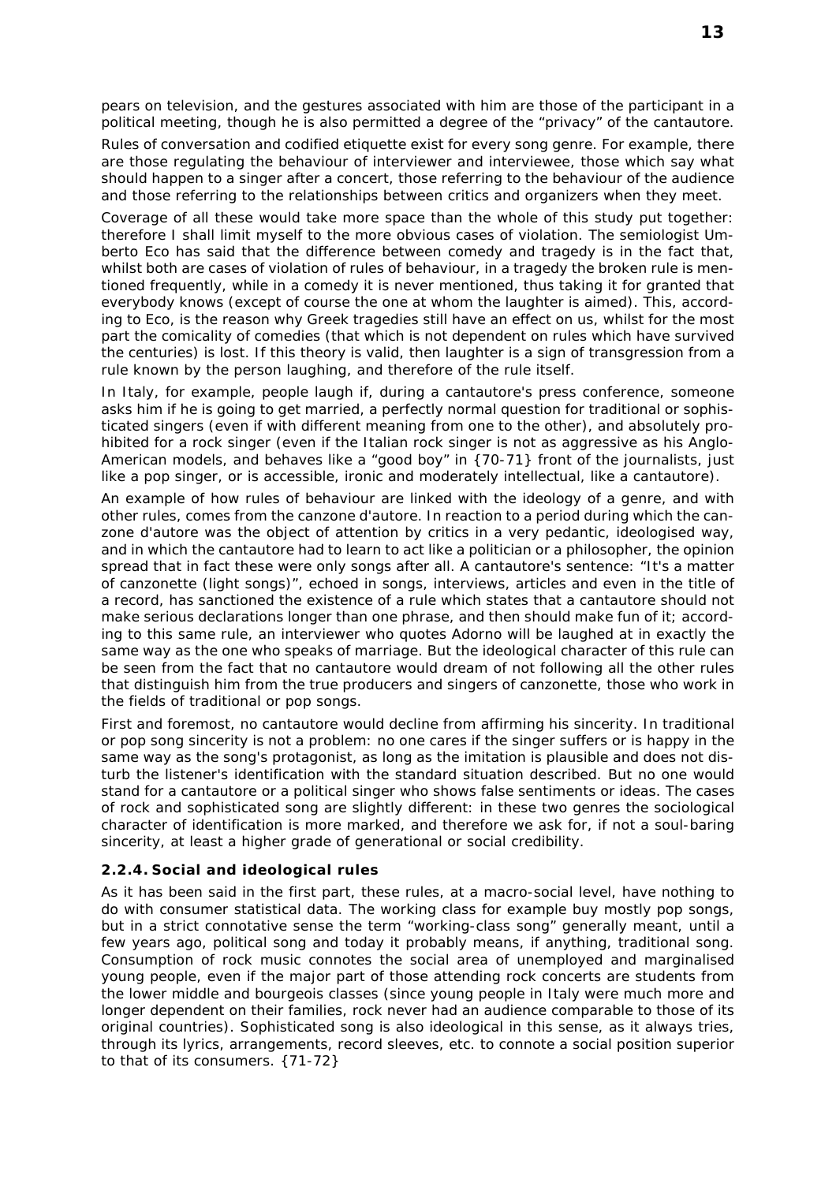pears on television, and the gestures associated with him are those of the participant in a political meeting, though he is also permitted a degree of the "privacy" of the cantautore.

Rules of conversation and codified etiquette exist for every song genre. For example, there are those regulating the behaviour of interviewer and interviewee, those which say what should happen to a singer after a concert, those referring to the behaviour of the audience and those referring to the relationships between critics and organizers when they meet.

Coverage of all these would take more space than the whole of this study put together: therefore I shall limit myself to the more obvious cases of violation. The semiologist Umberto Eco has said that the difference between comedy and tragedy is in the fact that, whilst both are cases of violation of rules of behaviour, in a tragedy the broken rule is mentioned frequently, while in a comedy it is never mentioned, thus taking it for granted that everybody knows (except of course the one at whom the laughter is aimed). This, according to Eco, is the reason why Greek tragedies still have an effect on us, whilst for the most part the comicality of comedies (that which is not dependent on rules which have survived the centuries) is lost. If this theory is valid, then laughter is a sign of transgression from a rule known by the person laughing, and therefore of the rule itself.

In Italy, for example, people laugh if, during a cantautore's press conference, someone asks him if he is going to get married, a perfectly normal question for traditional or sophisticated singers (even if with different meaning from one to the other), and absolutely prohibited for a rock singer (even if the Italian rock singer is not as aggressive as his Anglo-American models, and behaves like a "good boy" in {70-71} front of the journalists, just like a pop singer, or is accessible, ironic and moderately intellectual, like a cantautore).

An example of how rules of behaviour are linked with the ideology of a genre, and with other rules, comes from the canzone d'autore. In reaction to a period during which the canzone d'autore was the object of attention by critics in a very pedantic, ideologised way, and in which the cantautore had to learn to act like a politician or a philosopher, the opinion spread that in fact these were only songs after all. A cantautore's sentence: "It's a matter of canzonette (light songs)", echoed in songs, interviews, articles and even in the title of a record, has sanctioned the existence of a rule which states that a cantautore should not make serious declarations longer than one phrase, and then should make fun of it; according to this same rule, an interviewer who quotes Adorno will be laughed at in exactly the same way as the one who speaks of marriage. But the ideological character of this rule can be seen from the fact that no cantautore would dream of not following all the other rules that distinguish him from the true producers and singers of canzonette, those who work in the fields of traditional or pop songs.

First and foremost, no cantautore would decline from affirming his sincerity. In traditional or pop song sincerity is not a problem: no one cares if the singer suffers or is happy in the same way as the song's protagonist, as long as the imitation is plausible and does not disturb the listener's identification with the standard situation described. But no one would stand for a cantautore or a political singer who shows false sentiments or ideas. The cases of rock and sophisticated song are slightly different: in these two genres the sociological character of identification is more marked, and therefore we ask for, if not a soul-baring sincerity, at least a higher grade of generational or social credibility.

### 2.2.4. Social and ideological rules

As it has been said in the first part, these rules, at a macro-social level, have nothing to do with consumer statistical data. The working class for example buy mostly pop songs, but in a strict connotative sense the term "working-class song" generally meant, until a few years ago, political song and today it probably means, if anything, traditional song. Consumption of rock music connotes the social area of unemployed and marginalised young people, even if the major part of those attending rock concerts are students from the lower middle and bourgeois classes (since young people in Italy were much more and longer dependent on their families, rock never had an audience comparable to those of its original countries). Sophisticated song is also ideological in this sense, as it always tries, through its lyrics, arrangements, record sleeves, etc. to connote a social position superior to that of its consumers. {71-72}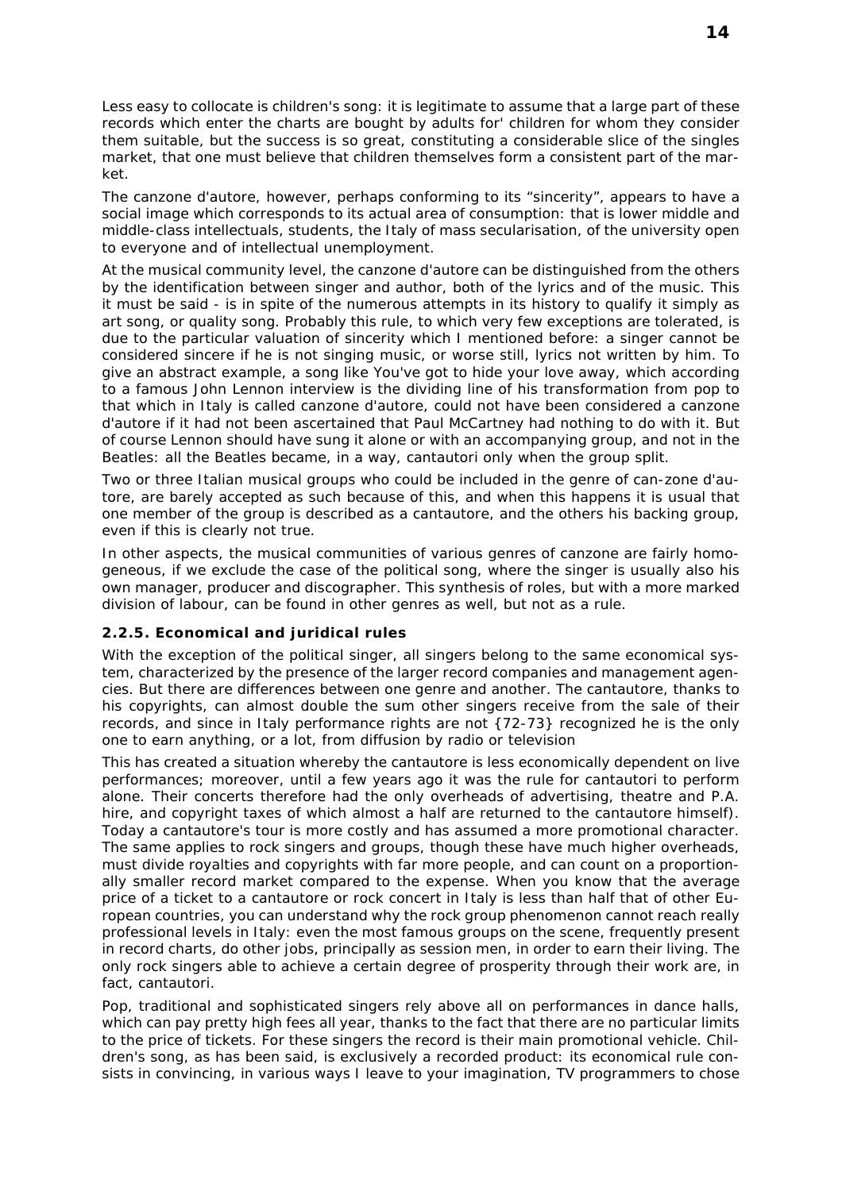Less easy to collocate is children's song: it is legitimate to assume that a large part of these records which enter the charts are bought by adults for' children for whom they consider them suitable, but the success is so great, constituting a considerable slice of the singles market, that one must believe that children themselves form a consistent part of the market.

The canzone d'autore, however, perhaps conforming to its "sincerity", appears to have a social image which corresponds to its actual area of consumption: that is lower middle and middle-class intellectuals, students, the Italy of mass secularisation, of the university open to everyone and of intellectual unemployment.

At the musical community level, the canzone d'autore can be distinguished from the others by the identification between singer and author, both of the lyrics and of the music. This it must be said - is in spite of the numerous attempts in its history to qualify it simply as art song, or quality song. Probably this rule, to which very few exceptions are tolerated, is due to the particular valuation of sincerity which I mentioned before: a singer cannot be considered sincere if he is not singing music, or worse still, lyrics not written by him. To give an abstract example, a song like You've got to hide your love away, which according to a famous John Lennon interview is the dividing line of his transformation from pop to that which in Italy is called canzone d'autore, could not have been considered a canzone d'autore if it had not been ascertained that Paul McCartney had nothing to do with it. But of course Lennon should have sung it alone or with an accompanying group, and not in the Beatles: all the Beatles became, in a way, cantautori only when the group split.

Two or three Italian musical groups who could be included in the genre of can-zone d'autore, are barely accepted as such because of this, and when this happens it is usual that one member of the group is described as a cantautore, and the others his backing group, even if this is clearly not true.

In other aspects, the musical communities of various genres of canzone are fairly homogeneous, if we exclude the case of the political song, where the singer is usually also his own manager, producer and discographer. This synthesis of roles, but with a more marked division of labour, can be found in other genres as well, but not as a rule.

### 2.2.5. Economical and juridical rules

With the exception of the political singer, all singers belong to the same economical system, characterized by the presence of the larger record companies and management agencies. But there are differences between one genre and another. The cantautore, thanks to his copyrights, can almost double the sum other singers receive from the sale of their records, and since in Italy performance rights are not {72-73} recognized he is the only one to earn anything, or a lot, from diffusion by radio or television

This has created a situation whereby the cantautore is less economically dependent on live performances; moreover, until a few years ago it was the rule for cantautori to perform alone. Their concerts therefore had the only overheads of advertising, theatre and P.A. hire, and copyright taxes of which almost a half are returned to the cantautore himself). Today a cantautore's tour is more costly and has assumed a more promotional character. The same applies to rock singers and groups, though these have much higher overheads, must divide royalties and copyrights with far more people, and can count on a proportionally smaller record market compared to the expense. When you know that the average price of a ticket to a cantautore or rock concert in Italy is less than half that of other European countries, you can understand why the rock group phenomenon cannot reach really professional levels in Italy: even the most famous groups on the scene, frequently present in record charts, do other jobs, principally as session men, in order to earn their living. The only rock singers able to achieve a certain degree of prosperity through their work are, in fact, cantautori.

Pop, traditional and sophisticated singers rely above all on performances in dance halls, which can pay pretty high fees all year, thanks to the fact that there are no particular limits to the price of tickets. For these singers the record is their main promotional vehicle. Children's song, as has been said, is exclusively a recorded product: its economical rule consists in convincing, in various ways I leave to your imagination, TV programmers to chose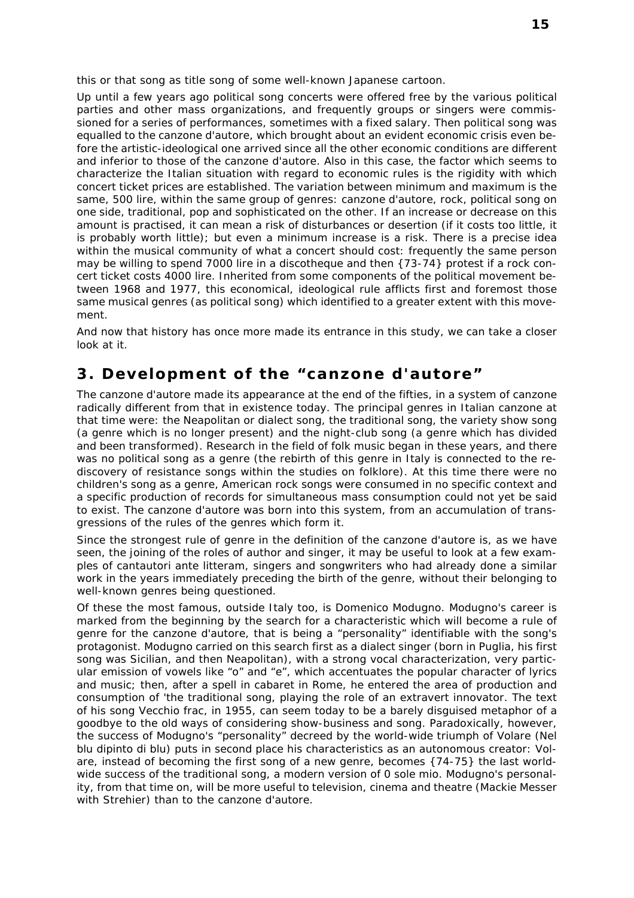this or that song as title song of some well-known Japanese cartoon.

Up until a few years ago political song concerts were offered free by the various political parties and other mass organizations, and frequently groups or singers were commissioned for a series of performances, sometimes with a fixed salary. Then political song was equalled to the canzone d'autore, which brought about an evident economic crisis even before the artistic-ideological one arrived since all the other economic conditions are different and inferior to those of the canzone d'autore. Also in this case, the factor which seems to characterize the Italian situation with regard to economic rules is the rigidity with which concert ticket prices are established. The variation between minimum and maximum is the same, 500 lire, within the same group of genres: canzone d'autore, rock, political song on one side, traditional, pop and sophisticated on the other. If an increase or decrease on this amount is practised, it can mean a risk of disturbances or desertion (if it costs too little, it is probably worth little); but even a minimum increase is a risk. There is a precise idea within the musical community of what a concert should cost: frequently the same person may be willing to spend 7000 lire in a discotheque and then {73-74} protest if a rock concert ticket costs 4000 lire. Inherited from some components of the political movement between 1968 and 1977, this economical, ideological rule afflicts first and foremost those same musical genres (as political song) which identified to a greater extent with this movement.

And now that history has once more made its entrance in this study, we can take a closer look at it.

## 3. Development of the "canzone d'autore"

The canzone d'autore made its appearance at the end of the fifties, in a system of canzone radically different from that in existence today. The principal genres in Italian canzone at that time were: the Neapolitan or dialect song, the traditional song, the variety show song (a genre which is no longer present) and the night-club song (a genre which has divided and been transformed). Research in the field of folk music began in these years, and there was no political song as a genre (the rebirth of this genre in Italy is connected to the rediscovery of resistance songs within the studies on folklore). At this time there were no children's song as a genre, American rock songs were consumed in no specific context and a specific production of records for simultaneous mass consumption could not yet be said to exist. The canzone d'autore was born into this system, from an accumulation of transgressions of the rules of the genres which form it.

Since the strongest rule of genre in the definition of the canzone d'autore is, as we have seen, the joining of the roles of author and singer, it may be useful to look at a few examples of cantautori ante litteram, singers and songwriters who had already done a similar work in the years immediately preceding the birth of the genre, without their belonging to well-known genres being questioned.

Of these the most famous, outside Italy too, is Domenico Modugno. Modugno's career is marked from the beginning by the search for a characteristic which will become a rule of genre for the canzone d'autore, that is being a "personality" identifiable with the song's protagonist. Modugno carried on this search first as a dialect singer (born in Puglia, his first song was Sicilian, and then Neapolitan), with a strong vocal characterization, very particular emission of vowels like "o" and "e", which accentuates the popular character of lyrics and music; then, after a spell in cabaret in Rome, he entered the area of production and consumption of 'the traditional song, playing the role of an extravert innovator. The text of his song Vecchio frac, in 1955, can seem today to be a barely disguised metaphor of a goodbye to the old ways of considering show-business and song. Paradoxically, however, the success of Modugno's "personality" decreed by the world-wide triumph of Volare (Nel blu dipinto di blu) puts in second place his characteristics as an autonomous creator: Volare, instead of becoming the first song of a new genre, becomes {74-75} the last world-wide success of the traditional song, a modern version of 0 sole mio. Modugno's personality, from that time on, will be more useful to television, cinema and theatre (Mackie Messer with Strehler) than to the canzone d'autore.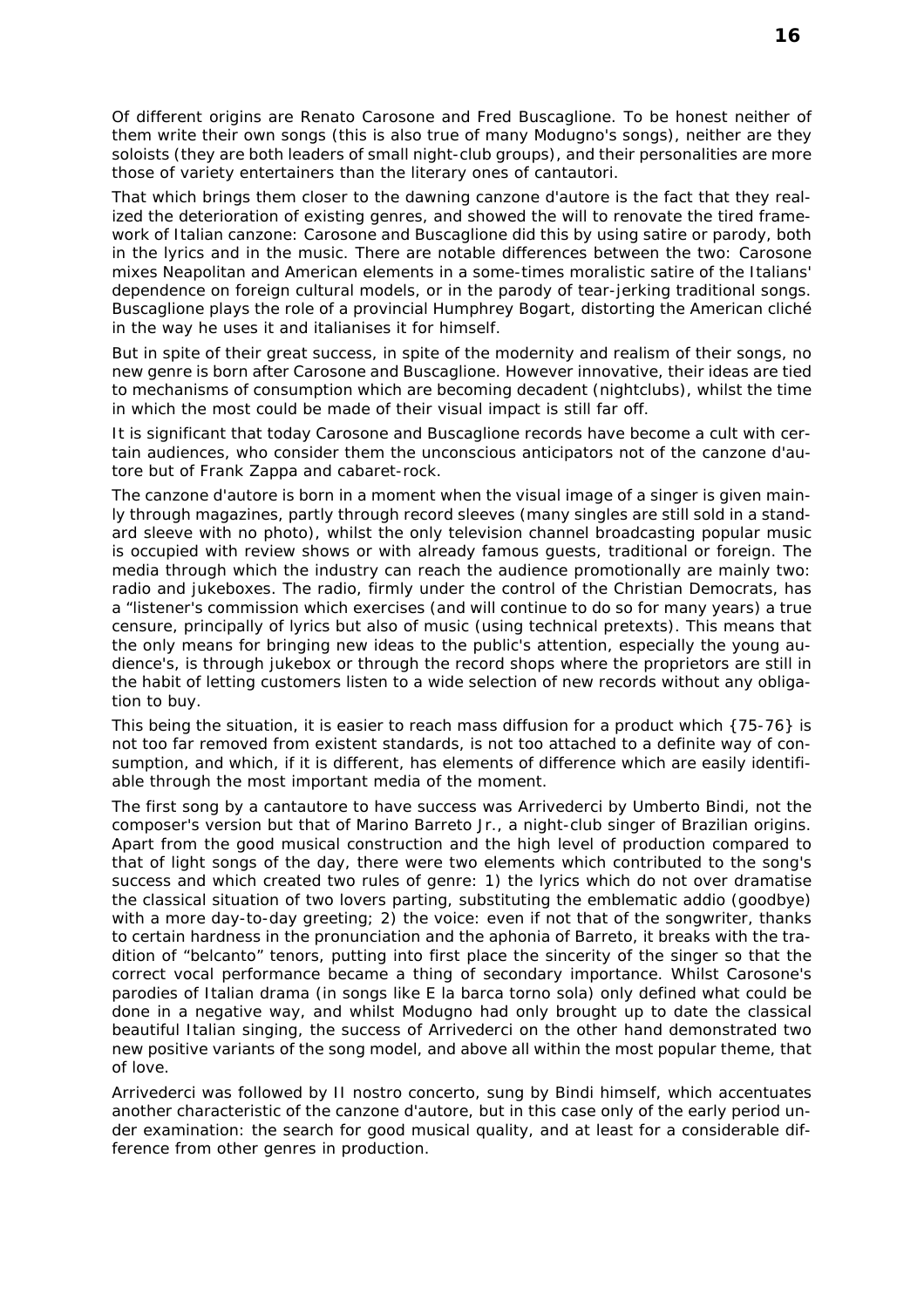Of different origins are Renato Carosone and Fred Buscaglione. To be honest neither of them write their own songs (this is also true of many Modugno's songs), neither are they soloists (they are both leaders of small night-club groups), and their personalities are more those of variety entertainers than the literary ones of cantautori.

That which brings them closer to the dawning canzone d'autore is the fact that they realized the deterioration of existing genres, and showed the will to renovate the tired framework of Italian canzone: Carosone and Buscaglione did this by using satire or parody, both in the lyrics and in the music. There are notable differences between the two: Carosone mixes Neapolitan and American elements in a some-times moralistic satire of the Italians' dependence on foreign cultural models, or in the parody of tear-jerking traditional songs. Buscaglione plays the role of a provincial Humphrey Bogart, distorting the American cliché in the way he uses it and italianises it for himself.

But in spite of their great success, in spite of the modernity and realism of their songs, no new genre is born after Carosone and Buscaglione. However innovative, their ideas are tied to mechanisms of consumption which are becoming decadent (nightclubs), whilst the time in which the most could be made of their visual impact is still far off.

It is significant that today Carosone and Buscaglione records have become a cult with certain audiences, who consider them the unconscious anticipators not of the canzone d'autore but of Frank Zappa and cabaret-rock.

The canzone d'autore is born in a moment when the visual image of a singer is given mainly through magazines, partly through record sleeves (many singles are still sold in a standard sleeve with no photo), whilst the only television channel broadcasting popular music is occupied with review shows or with already famous guests, traditional or foreign. The media through which the industry can reach the audience promotionally are mainly two: radio and jukeboxes. The radio, firmly under the control of the Christian Democrats, has a "listener's commission which exercises (and will continue to do so for many years) a true censure, principally of lyrics but also of music (using technical pretexts). This means that the only means for bringing new ideas to the public's attention, especially the young audience's, is through jukebox or through the record shops where the proprietors are still in the habit of letting customers listen to a wide selection of new records without any obligation to buy.

This being the situation, it is easier to reach mass diffusion for a product which {75-76} is not too far removed from existent standards, is not too attached to a definite way of consumption, and which, if it is different, has elements of difference which are easily identifiable through the most important media of the moment.

The first song by a cantautore to have success was Arrivederci by Umberto Bindi, not the composer's version but that of Marino Barreto Jr., a night-club singer of Brazilian origins. Apart from the good musical construction and the high level of production compared to that of light songs of the day, there were two elements which contributed to the song's success and which created two rules of genre: 1) the lyrics which do not over dramatise the classical situation of two lovers parting, substituting the emblematic addio (goodbye) with a more day-to-day greeting; 2) the voice: even if not that of the songwriter, thanks to certain hardness in the pronunciation and the aphonia of Barreto, it breaks with the tradition of "belcanto" tenors, putting into first place the sincerity of the singer so that the correct vocal performance became a thing of secondary importance. Whilst Carosone's parodies of Italian drama (in songs like E la barca torno sola) only defined what could be done in a negative way, and whilst Modugno had only brought up to date the classical beautiful Italian singing, the success of Arrivederci on the other hand demonstrated two new positive variants of the song model, and above all within the most popular theme, that of love.

Arrivederci was followed by Il nostro concerto, sung by Bindi himself, which accentuates another characteristic of the canzone d'autore, but in this case only of the early period under examination: the search for good musical quality, and at least for a considerable difference from other genres in production.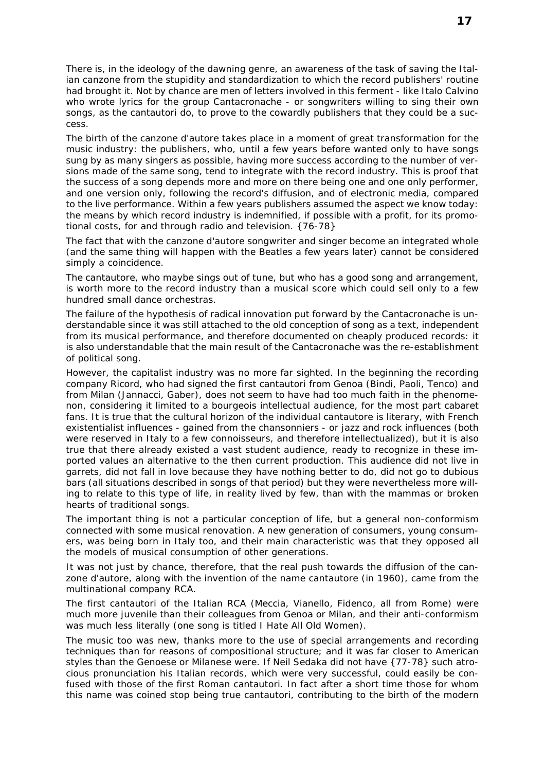There is, in the ideology of the dawning genre, an awareness of the task of saving the Italian canzone from the stupidity and standardization to which the record publishers' routine had brought it. Not by chance are men of letters involved in this ferment - like Italo Calvino who wrote lyrics for the group Cantacronache - or songwriters willing to sing their own songs, as the cantautori do, to prove to the cowardly publishers that they could be a success.

The birth of the canzone d'autore takes place in a moment of great transformation for the music industry: the publishers, who, until a few years before wanted only to have songs sung by as many singers as possible, having more success according to the number of versions made of the same song, tend to integrate with the record industry. This is proof that the success of a song depends more and more on there being one and one only performer, and one version only, following the record's diffusion, and of electronic media, compared to the live performance. Within a few years publishers assumed the aspect we know today: the means by which record industry is indemnified, if possible with a profit, for its promotional costs, for and through radio and television. {76-78}

The fact that with the canzone d'autore songwriter and singer become an integrated whole (and the same thing will happen with the Beatles a few years later) cannot be considered simply a coincidence.

The cantautore, who maybe sings out of tune, but who has a good song and arrangement, is worth more to the record industry than a musical score which could sell only to a few hundred small dance orchestras.

The failure of the hypothesis of radical innovation put forward by the Cantacronache is understandable since it was still attached to the old conception of song as a text, independent from its musical performance, and therefore documented on cheaply produced records: it is also understandable that the main result of the Cantacronache was the re-establishment of political song.

However, the capitalist industry was no more far sighted. In the beginning the recording company Ricord, who had signed the first cantautori from Genoa (Bindi, Paoli, Tenco) and from Milan (Jannacci, Gaber), does not seem to have had too much faith in the phenomenon, considering it limited to a bourgeois intellectual audience, for the most part cabaret fans. It is true that the cultural horizon of the individual cantautore is literary, with French existentialist influences - gained from the chansonniers - or jazz and rock influences (both were reserved in Italy to a few connoisseurs, and therefore intellectualized), but it is also true that there already existed a vast student audience, ready to recognize in these imported values an alternative to the then current production. This audience did not live in garrets, did not fall in love because they have nothing better to do, did not go to dubious bars (all situations described in songs of that period) but they were nevertheless more willing to relate to this type of life, in reality lived by few, than with the mammas or broken hearts of traditional songs.

The important thing is not a particular conception of life, but a general non-conformism connected with some musical renovation. A new generation of consumers, young consumers, was being born in Italy too, and their main characteristic was that they opposed all the models of musical consumption of other generations.

It was not just by chance, therefore, that the real push towards the diffusion of the canzone d'autore, along with the invention of the name cantautore (in 1960), came from the multinational company RCA.

The first cantautori of the Italian RCA (Meccia, Vianello, Fidenco, all from Rome) were much more juvenile than their colleagues from Genoa or Milan, and their anti-conformism was much less literally (one song is titled I Hate All Old Women).

The music too was new, thanks more to the use of special arrangements and recording techniques than for reasons of compositional structure; and it was far closer to American styles than the Genoese or Milanese were. If Neil Sedaka did not have {77-78} such atrocious pronunciation his Italian records, which were very successful, could easily be confused with those of the first Roman cantautori. In fact after a short time those for whom this name was coined stop being true cantautori, contributing to the birth of the modern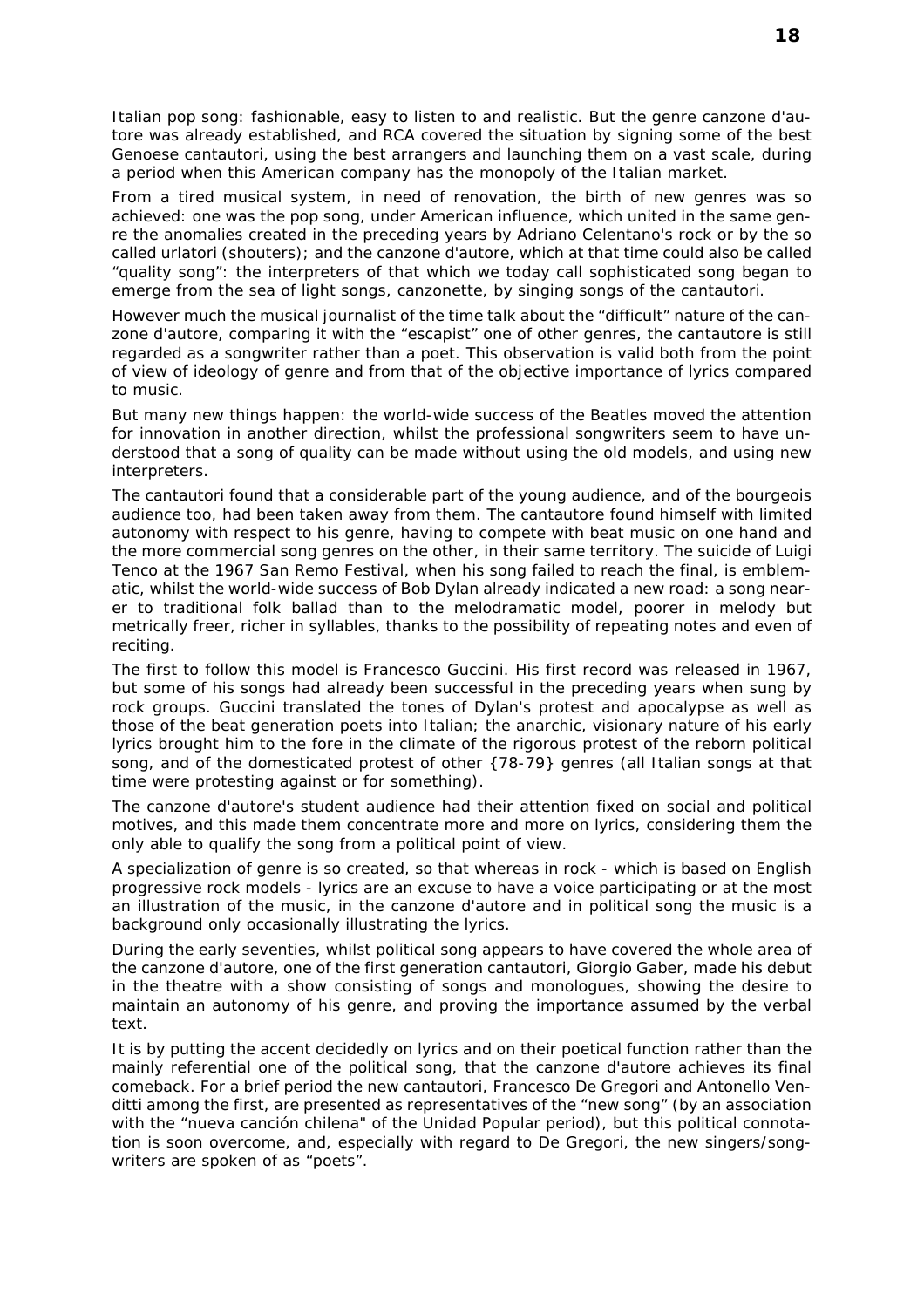Italian pop song: fashionable, easy to listen to and realistic. But the genre canzone d'autore was already established, and RCA covered the situation by signing some of the best Genoese cantautori, using the best arrangers and launching them on a vast scale, during a period when this American company has the monopoly of the Italian market.

From a tired musical system, in need of renovation, the birth of new genres was so achieved: one was the pop song, under American influence, which united in the same genre the anomalies created in the preceding years by Adriano Celentano's rock or by the so called urlatori (shouters); and the canzone d'autore, which at that time could also be called "quality song": the interpreters of that which we today call sophisticated song began to emerge from the sea of light songs, canzonette, by singing songs of the cantautori.

However much the musical journalist of the time talk about the "difficult" nature of the canzone d'autore, comparing it with the "escapist" one of other genres, the cantautore is still regarded as a songwriter rather than a poet. This observation is valid both from the point of view of ideology of genre and from that of the objective importance of lyrics compared to music.

But many new things happen: the world-wide success of the Beatles moved the attention for innovation in another direction, whilst the professional songwriters seem to have understood that a song of quality can be made without using the old models, and using new interpreters.

The cantautori found that a considerable part of the young audience, and of the bourgeois audience too, had been taken away from them. The cantautore found himself with limited autonomy with respect to his genre, having to compete with beat music on one hand and the more commercial song genres on the other, in their same territory. The suicide of Luigi Tenco at the 1967 San Remo Festival, when his song failed to reach the final, is emblematic, whilst the world-wide success of Bob Dylan already indicated a new road: a song nearer to traditional folk ballad than to the melodramatic model, poorer in melody but metrically freer, richer in syllables, thanks to the possibility of repeating notes and even of reciting.

The first to follow this model is Francesco Guccini. His first record was released in 1967, but some of his songs had already been successful in the preceding years when sung by rock groups. Guccini translated the tones of Dylan's protest and apocalypse as well as those of the beat generation poets into Italian; the anarchic, visionary nature of his early lyrics brought him to the fore in the climate of the rigorous protest of the reborn political song, and of the domesticated protest of other {78-79} genres (all Italian songs at that time were protesting against or for something).

The canzone d'autore's student audience had their attention fixed on social and political motives, and this made them concentrate more and more on lyrics, considering them the only able to qualify the song from a political point of view.

A specialization of genre is so created, so that whereas in rock - which is based on English progressive rock models - lyrics are an excuse to have a voice participating or at the most an illustration of the music, in the canzone d'autore and in political song the music is a background only occasionally illustrating the lyrics.

During the early seventies, whilst political song appears to have covered the whole area of the canzone d'autore, one of the first generation cantautori, Giorgio Gaber, made his debut in the theatre with a show consisting of songs and monologues, showing the desire to maintain an autonomy of his genre, and proving the importance assumed by the verbal text.

It is by putting the accent decidedly on lyrics and on their poetical function rather than the mainly referential one of the political song, that the canzone d'autore achieves its final comeback. For a brief period the new cantautori, Francesco De Gregori and Antonello Venditti among the first, are presented as representatives of the "new song" (by an association with the "nueva canción chilena" of the Unidad Popular period), but this political connotation is soon overcome, and, especially with regard to De Gregori, the new singers/songwriters are spoken of as "poets".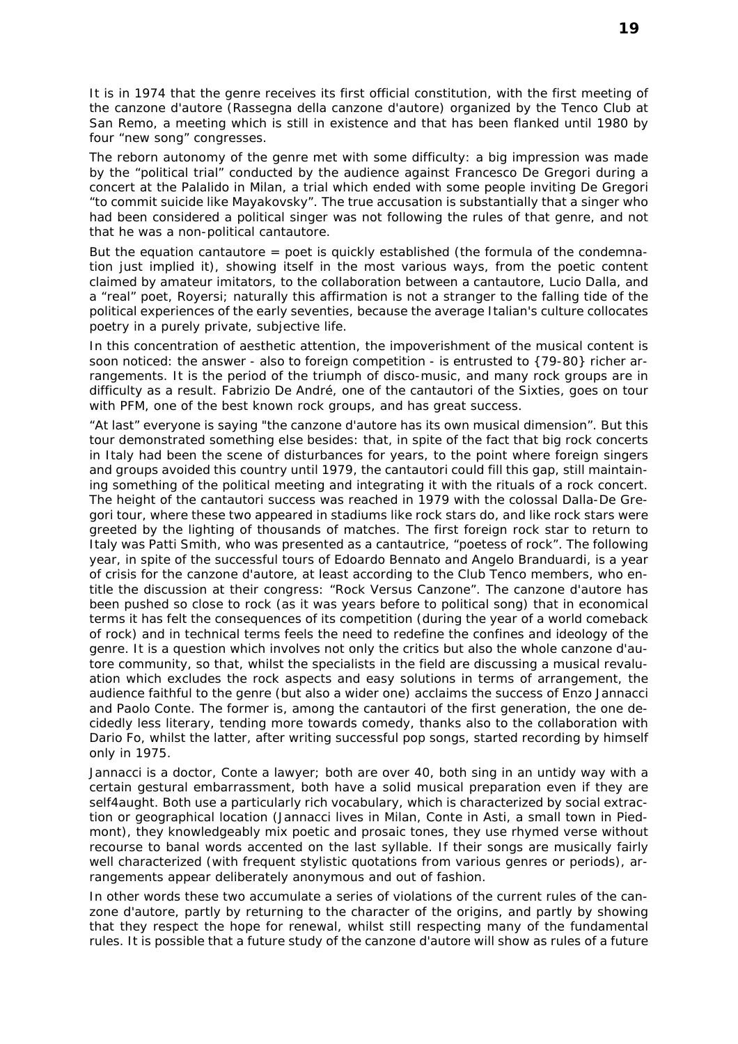It is in 1974 that the genre receives its first official constitution, with the first meeting of the canzone d'autore (Rassegna della canzone d'autore) organized by the Tenco Club at San Remo, a meeting which is still in existence and that has been flanked until 1980 by four "new song" congresses.

The reborn autonomy of the genre met with some difficulty: a big impression was made by the "political trial" conducted by the audience against Francesco De Gregori during a concert at the Palalido in Milan, a trial which ended with some people inviting De Gregori "to commit suicide like Mayakovsky". The true accusation is substantially that a singer who had been considered a political singer was not following the rules of that genre, and not that he was a non-political cantautore.

But the equation cantautore = poet is quickly established (the formula of the condemnation just implied it), showing itself in the most various ways, from the poetic content claimed by amateur imitators, to the collaboration between a cantautore, Lucio Dalla, and a "real" poet, Royersi; naturally this affirmation is not a stranger to the falling tide of the political experiences of the early seventies, because the average Italian's culture collocates poetry in a purely private, subjective life.

In this concentration of aesthetic attention, the impoverishment of the musical content is soon noticed: the answer - also to foreign competition - is entrusted to {79-80} richer arrangements. It is the period of the triumph of disco-music, and many rock groups are in difficulty as a result. Fabrizio De André, one of the cantautori of the Sixties, goes on tour with PFM, one of the best known rock groups, and has great success.

"At last" everyone is saying "the canzone d'autore has its own musical dimension". But this tour demonstrated something else besides: that, in spite of the fact that big rock concerts in Italy had been the scene of disturbances for years, to the point where foreign singers and groups avoided this country until 1979, the cantautori could fill this gap, still maintaining something of the political meeting and integrating it with the rituals of a rock concert. The height of the cantautori success was reached in 1979 with the colossal Dalla-De Gregori tour, where these two appeared in stadiums like rock stars do, and like rock stars were greeted by the lighting of thousands of matches. The first foreign rock star to return to Italy was Patti Smith, who was presented as a cantautrice, "poetess of rock". The following year, in spite of the successful tours of Edoardo Bennato and Angelo Branduardi, is a year of crisis for the canzone d'autore, at least according to the Club Tenco members, who entitle the discussion at their congress: "Rock Versus Canzone". The canzone d'autore has been pushed so close to rock (as it was years before to political song) that in economical terms it has felt the consequences of its competition (during the year of a world comeback of rock) and in technical terms feels the need to redefine the confines and ideology of the genre. It is a question which involves not only the critics but also the whole canzone d'autore community, so that, whilst the specialists in the field are discussing a musical revaluation which excludes the rock aspects and easy solutions in terms of arrangement, the audience faithful to the genre (but also a wider one) acclaims the success of Enzo Jannacci and Paolo Conte. The former is, among the cantautori of the first generation, the one decidedly less literary, tending more towards comedy, thanks also to the collaboration with Dario Fo, whilst the latter, after writing successful pop songs, started recording by himself only in 1975.

Jannacci is a doctor, Conte a lawyer; both are over 40, both sing in an untidy way with a certain gestural embarrassment, both have a solid musical preparation even if they are self4aught. Both use a particularly rich vocabulary, which is characterized by social extraction or geographical location (Jannacci lives in Milan, Conte in Asti, a small town in Piedmont), they knowledgeably mix poetic and prosaic tones, they use rhymed verse without recourse to banal words accented on the last syllable. If their songs are musically fairly well characterized (with frequent stylistic quotations from various genres or periods), arrangements appear deliberately anonymous and out of fashion.

In other words these two accumulate a series of violations of the current rules of the canzone d'autore, partly by returning to the character of the origins, and partly by showing that they respect the hope for renewal, whilst still respecting many of the fundamental rules. It is possible that a future study of the canzone d'autore will show as rules of a future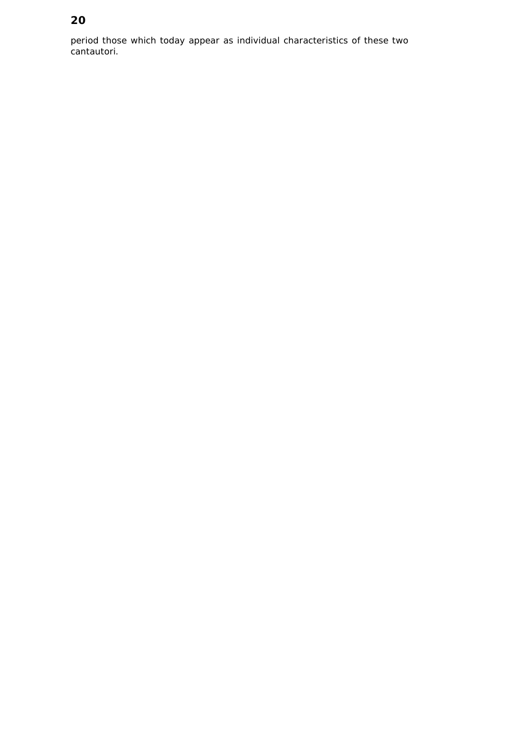period those which today appear as individual characteristics of these two cantautori.